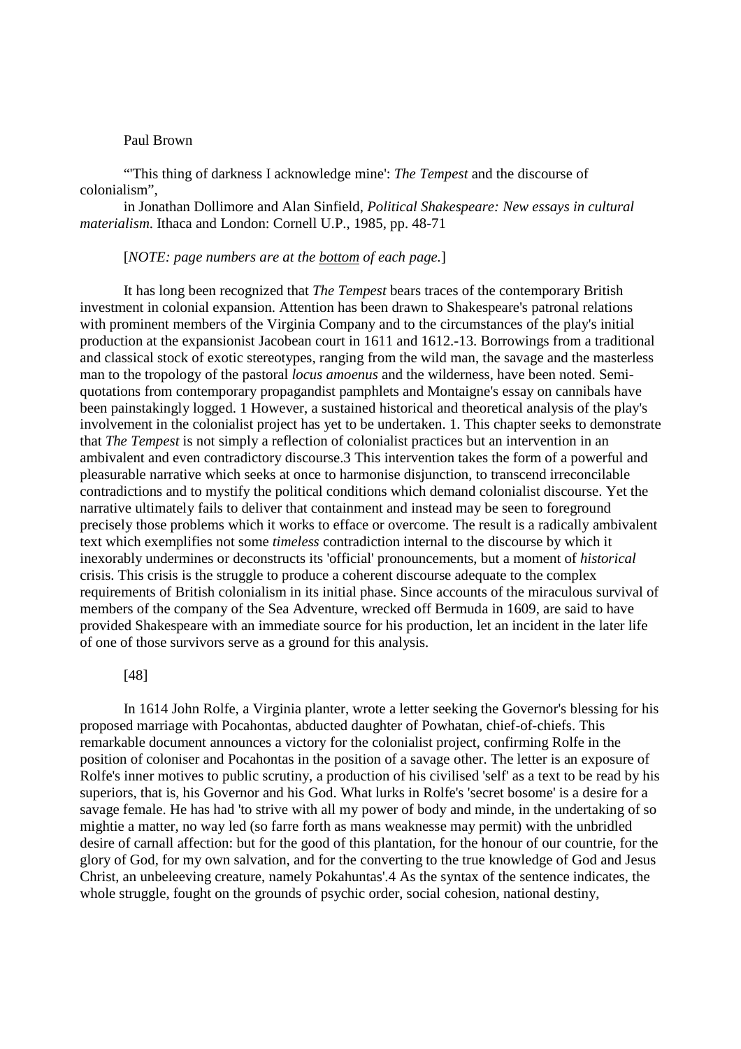Paul Brown

"'This thing of darkness I acknowledge mine': *The Tempest* and the discourse of colonialism",

in Jonathan Dollimore and Alan Sinfield, *Political Shakespeare: New essays in cultural materialism*. Ithaca and London: Cornell U.P., 1985, pp. 48-71

[*NOTE: page numbers are at the* bottom *of each page.*]

It has long been recognized that *The Tempest* bears traces of the contemporary British investment in colonial expansion. Attention has been drawn to Shakespeare's patronal relations with prominent members of the Virginia Company and to the circumstances of the play's initial production at the expansionist Jacobean court in 1611 and 1612.-13. Borrowings from a traditional and classical stock of exotic stereotypes, ranging from the wild man, the savage and the masterless man to the tropology of the pastoral *locus amoenus* and the wilderness, have been noted. Semi-quotations from contemporary propagandist pamphlets and Montaigne's essay on cannibals have been painstakingly logged. 1 However, a sustained historical and theoretical analysis of the play's involvement in the colonialist project has yet to be undertaken. 1. This chapter seeks to demonstrate that *The Tempest* is not simply a reflection of colonialist practices but an intervention in an ambivalent and even contradictory discourse.3 This intervention takes the form of a powerful and pleasurable narrative which seeks at once to harmonise disjunction, to transcend irreconcilable contradictions and to mystify the political conditions which demand colonialist discourse. Yet the narrative ultimately fails to deliver that containment and instead may be seen to foreground precisely those problems which it works to efface or overcome. The result is a radically ambivalent text which exemplifies not some *timeless* contradiction internal to the discourse by which it inexorably undermines or deconstructs its 'official' pronouncements, but a moment of *historical* crisis. This crisis is the struggle to produce a coherent discourse adequate to the complex requirements of British colonialism in its initial phase. Since accounts of the miraculous survival of members of the company of the Sea Adventure, wrecked off Bermuda in 1609, are said to have provided Shakespeare with an immediate source for his production, let an incident in the later life of one of those survivors serve as a ground for this analysis.

[48]

In 1614 John Rolfe, a Virginia planter, wrote a letter seeking the Governor's blessing for his proposed marriage with Pocahontas, abducted daughter of Powhatan, chief-of-chiefs. This remarkable document announces a victory for the colonialist project, confirming Rolfe in the position of coloniser and Pocahontas in the position of a savage other. The letter is an exposure of Rolfe's inner motives to public scrutiny, a production of his civilised 'self' as a text to be read by his superiors, that is, his Governor and his God. What lurks in Rolfe's 'secret bosome' is a desire for a savage female. He has had 'to strive with all my power of body and minde, in the undertaking of so mightie a matter, no way led (so farre forth as mans weaknesse may permit) with the unbridled desire of carnall affection: but for the good of this plantation, for the honour of our countrie, for the glory of God, for my own salvation, and for the converting to the true knowledge of God and Jesus Christ, an unbeleeving creature, namely Pokahuntas'.4 As the syntax of the sentence indicates, the whole struggle, fought on the grounds of psychic order, social cohesion, national destiny,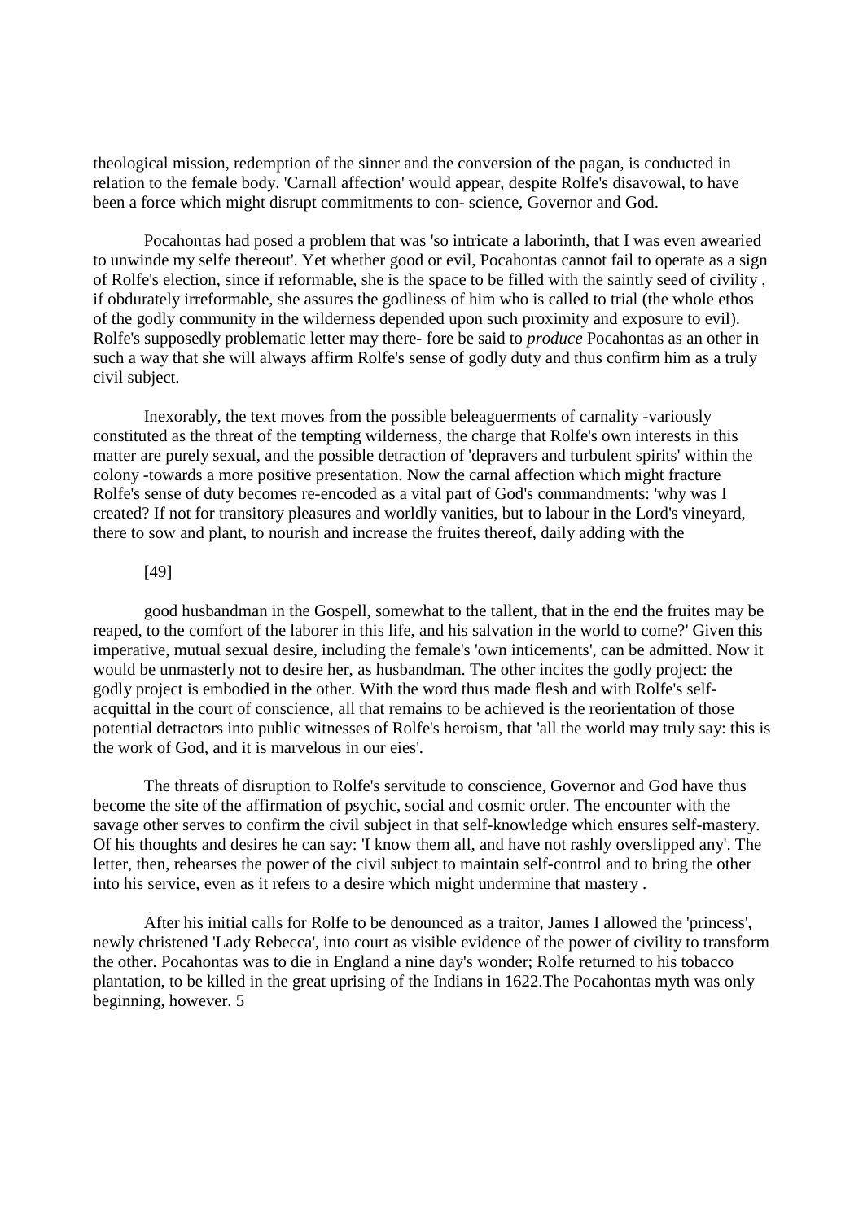theological mission, redemption of the sinner and the conversion of the pagan, is conducted in relation to the female body. 'Carnall affection' would appear, despite Rolfe's disavowal, to have been a force which might disrupt commitments to conscience, Governor and God.

Pocahontas had posed a problem that was 'so intricate a laborinth, that I was even awearied to unwinde my selfe thereout'. Yet whether good or evil, Pocahontas cannot fail to operate as a sign of Rolfe's election, since if reformable, she is the space to be filled with the saintly seed of civility, if obdurately irreformable, she assures the godliness of him who is called to trial (the whole ethos of the godly community in the wilderness depended upon such proximity and exposure to evil). Rolfe's supposedly problematic letter may therefore be said to *produce* Pocahontas as an other in such a way that she will always affirm Rolfe's sense of godly duty and thus confirm him as a truly civil subject.

Inexorably, the text moves from the possible beleaguerments of carnality -variously constituted as the threat of the tempting wilderness, the charge that Rolfe's own interests in this matter are purely sexual, and the possible detraction of 'depravers and turbulent spirits' within the colony -towards a more positive presentation. Now the carnal affection which might fracture Rolfe's sense of duty becomes re-encoded as a vital part of God's commandments: 'why was I created? If not for transitory pleasures and worldly vanities, but to labour in the Lord's vineyard, there to sow and plant, to nourish and increase the fruites thereof, daily adding with the

[49]

good husbandman in the Gospell, somewhat to the tallent, that in the end the fruites may be reaped, to the comfort of the laborer in this life, and his salvation in the world to come?' Given this imperative, mutual sexual desire, including the female's 'own inticements', can be admitted. Now it would be unmasterly not to desire her, as husbandman. The other incites the godly project: the godly project is embodied in the other. With the word thus made flesh and with Rolfe's self-acquittal in the court of conscience, all that remains to be achieved is the reorientation of those potential detractors into public witnesses of Rolfe's heroism, that 'all the world may truly say: this is the work of God, and it is marvelous in our eies'.

The threats of disruption to Rolfe's servitude to conscience, Governor and God have thus become the site of the affirmation of psychic, social and cosmic order. The encounter with the savage other serves to confirm the civil subject in that self-knowledge which ensures self-mastery. Of his thoughts and desires he can say: 'I know them all, and have not rashly overslipped any'. The letter, then, rehearses the power of the civil subject to maintain self-control and to bring the other into his service, even as it refers to a desire which might undermine that mastery.

After his initial calls for Rolfe to be denounced as a traitor, James I allowed the 'princess', newly christened 'Lady Rebecca', into court as visible evidence of the power of civility to transform the other. Pocahontas was to die in England a nine day's wonder; Rolfe returned to his tobacco plantation, to be killed in the great uprising of the Indians in 1622.The Pocahontas myth was only beginning, however. 5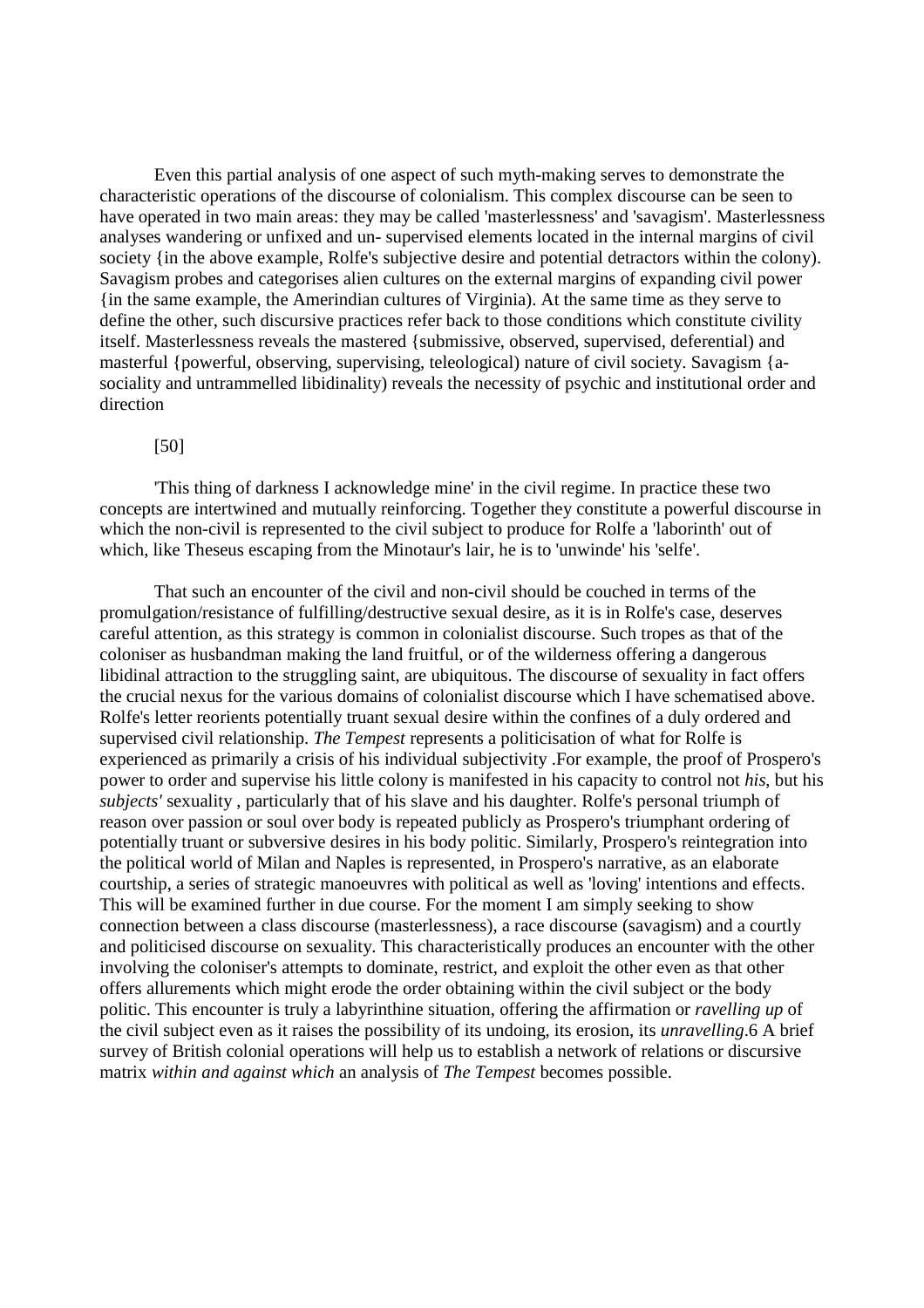Even this partial analysis of one aspect of such myth-making serves to demonstrate the characteristic operations of the discourse of colonialism. This complex discourse can be seen to have operated in two main areas: they may be called 'masterlessness' and 'savagism'. Masterlessness analyses wandering or unfixed and un- supervised elements located in the internal margins of civil society {in the above example, Rolfe's subjective desire and potential detractors within the colony). Savagism probes and categorises alien cultures on the external margins of expanding civil power {in the same example, the Amerindian cultures of Virginia). At the same time as they serve to define the other, such discursive practices refer back to those conditions which constitute civility itself. Masterlessness reveals the mastered {submissive, observed, supervised, deferential) and masterful {powerful, observing, supervising, teleological) nature of civil society. Savagism {a-sociality and untrammelled libidinality) reveals the necessity of psychic and institutional order and direction

[50]

'This thing of darkness I acknowledge mine' in the civil regime. In practice these two concepts are intertwined and mutually reinforcing. Together they constitute a powerful discourse in which the non-civil is represented to the civil subject to produce for Rolfe a 'laborinth' out of which, like Theseus escaping from the Minotaur's lair, he is to 'unwinde' his 'selfe'.

That such an encounter of the civil and non-civil should be couched in terms of the promulgation/resistance of fulfilling/destructive sexual desire, as it is in Rolfe's case, deserves careful attention, as this strategy is common in colonialist discourse. Such tropes as that of the coloniser as husbandman making the land fruitful, or of the wilderness offering a dangerous libidinal attraction to the struggling saint, are ubiquitous. The discourse of sexuality in fact offers the crucial nexus for the various domains of colonialist discourse which I have schematised above. Rolfe's letter reorients potentially truant sexual desire within the confines of a duly ordered and supervised civil relationship. *The Tempest* represents a politicisation of what for Rolfe is experienced as primarily a crisis of his individual subjectivity .For example, the proof of Prospero's power to order and supervise his little colony is manifested in his capacity to control not *his*, but his *subjects'* sexuality , particularly that of his slave and his daughter. Rolfe's personal triumph of reason over passion or soul over body is repeated publicly as Prospero's triumphant ordering of potentially truant or subversive desires in his body politic. Similarly, Prospero's reintegration into the political world of Milan and Naples is represented, in Prospero's narrative, as an elaborate courtship, a series of strategic manoeuvres with political as well as 'loving' intentions and effects. This will be examined further in due course. For the moment I am simply seeking to show connection between a class discourse (masterlessness), a race discourse (savagism) and a courtly and politicised discourse on sexuality. This characteristically produces an encounter with the other involving the coloniser's attempts to dominate, restrict, and exploit the other even as that other offers allurements which might erode the order obtaining within the civil subject or the body politic. This encounter is truly a labyrinthine situation, offering the affirmation or *ravelling up* of the civil subject even as it raises the possibility of its undoing, its erosion, its *unravelling*.6 A brief survey of British colonial operations will help us to establish a network of relations or discursive matrix *within and against which* an analysis of *The Tempest* becomes possible.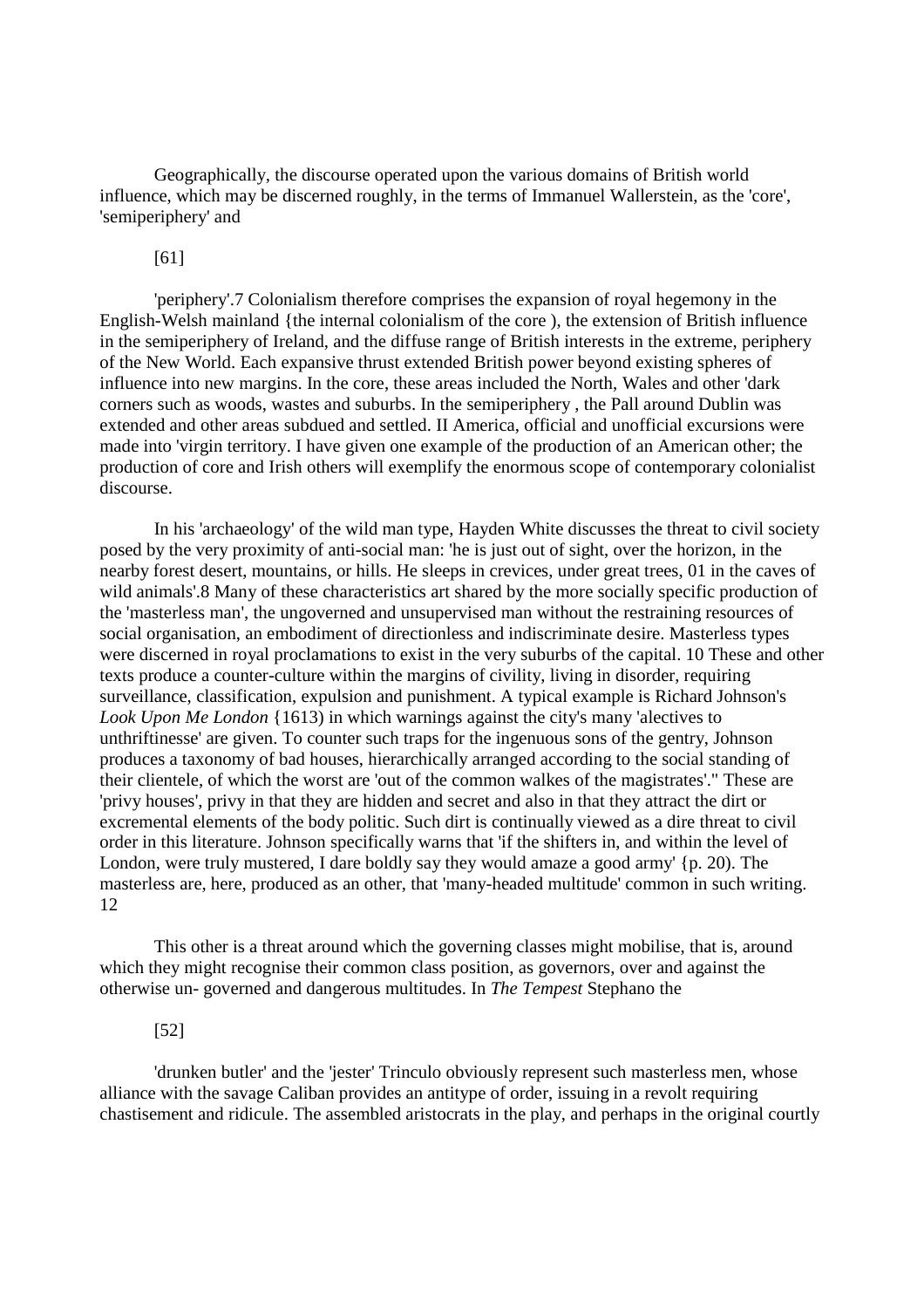Geographically, the discourse operated upon the various domains of British world influence, which may be discerned roughly, in the terms of Immanuel Wallerstein, as the 'core', 'semiperiphery' and

[61]

'periphery'.7 Colonialism therefore comprises the expansion of royal hegemony in the English-Welsh mainland {the internal colonialism of the core ), the extension of British influence in the semiperiphery of Ireland, and the diffuse range of British interests in the extreme, periphery of the New World. Each expansive thrust extended British power beyond existing spheres of influence into new margins. In the core, these areas included the North, Wales and other 'dark corners such as woods, wastes and suburbs. In the semiperiphery , the Pall around Dublin was extended and other areas subdued and settled. II America, official and unofficial excursions were made into 'virgin territory. I have given one example of the production of an American other; the production of core and Irish others will exemplify the enormous scope of contemporary colonialist discourse.

In his 'archaeology' of the wild man type, Hayden White discusses the threat to civil society posed by the very proximity of anti-social man: 'he is just out of sight, over the horizon, in the nearby forest desert, mountains, or hills. He sleeps in crevices, under great trees, 01 in the caves of wild animals'.8 Many of these characteristics art shared by the more socially specific production of the 'masterless man', the ungoverned and unsupervised man without the restraining resources of social organisation, an embodiment of directionless and indiscriminate desire. Masterless types were discerned in royal proclamations to exist in the very suburbs of the capital. 10 These and other texts produce a counter-culture within the margins of civility, living in disorder, requiring surveillance, classification, expulsion and punishment. A typical example is Richard Johnson's *Look Upon Me London* {1613) in which warnings against the city's many 'alectives to unthriftinesse' are given. To counter such traps for the ingenuous sons of the gentry, Johnson produces a taxonomy of bad houses, hierarchically arranged according to the social standing of their clientele, of which the worst are 'out of the common walkes of the magistrates'." These are 'privy houses', privy in that they are hidden and secret and also in that they attract the dirt or excremental elements of the body politic. Such dirt is continually viewed as a dire threat to civil order in this literature. Johnson specifically warns that 'if the shifters in, and within the level of London, were truly mustered, I dare boldly say they would amaze a good army' {p. 20). The masterless are, here, produced as an other, that 'many-headed multitude' common in such writing. 12

This other is a threat around which the governing classes might mobilise, that is, around which they might recognise their common class position, as governors, over and against the otherwise un- governed and dangerous multitudes. In *The Tempest* Stephano the

[52]

'drunken butler' and the 'jester' Trinculo obviously represent such masterless men, whose alliance with the savage Caliban provides an antitype of order, issuing in a revolt requiring chastisement and ridicule. The assembled aristocrats in the play, and perhaps in the original courtly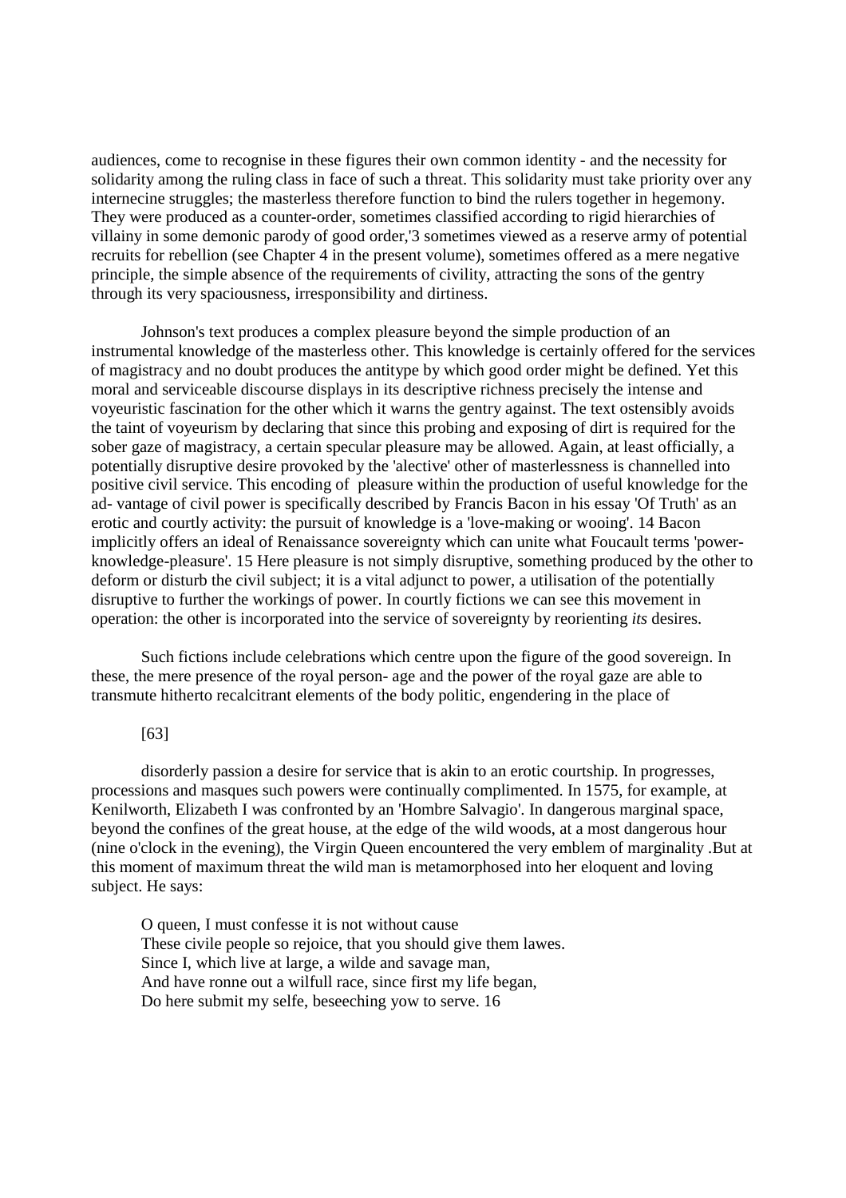audiences, come to recognise in these figures their own common identity - and the necessity for solidarity among the ruling class in face of such a threat. This solidarity must take priority over any internecine struggles; the masterless therefore function to bind the rulers together in hegemony. They were produced as a counter-order, sometimes classified according to rigid hierarchies of villainy in some demonic parody of good order,'3 sometimes viewed as a reserve army of potential recruits for rebellion (see Chapter 4 in the present volume), sometimes offered as a mere negative principle, the simple absence of the requirements of civility, attracting the sons of the gentry through its very spaciousness, irresponsibility and dirtiness.

Johnson's text produces a complex pleasure beyond the simple production of an instrumental knowledge of the masterless other. This knowledge is certainly offered for the services of magistracy and no doubt produces the antitype by which good order might be defined. Yet this moral and serviceable discourse displays in its descriptive richness precisely the intense and voyeuristic fascination for the other which it warns the gentry against. The text ostensibly avoids the taint of voyeurism by declaring that since this probing and exposing of dirt is required for the sober gaze of magistracy, a certain specular pleasure may be allowed. Again, at least officially, a potentially disruptive desire provoked by the 'alective' other of masterlessness is channelled into positive civil service. This encoding of pleasure within the production of useful knowledge for the ad- vantage of civil power is specifically described by Francis Bacon in his essay 'Of Truth' as an erotic and courtly activity: the pursuit of knowledge is a 'love-making or wooing'. 14 Bacon implicitly offers an ideal of Renaissance sovereignty which can unite what Foucault terms 'power-knowledge-pleasure'. 15 Here pleasure is not simply disruptive, something produced by the other to deform or disturb the civil subject; it is a vital adjunct to power, a utilisation of the potentially disruptive to further the workings of power. In courtly fictions we can see this movement in operation: the other is incorporated into the service of sovereignty by reorienting *its* desires.

Such fictions include celebrations which centre upon the figure of the good sovereign. In these, the mere presence of the royal person- age and the power of the royal gaze are able to transmute hitherto recalcitrant elements of the body politic, engendering in the place of

[63]

disorderly passion a desire for service that is akin to an erotic courtship. In progresses, processions and masques such powers were continually complimented. In 1575, for example, at Kenilworth, Elizabeth I was confronted by an 'Hombre Salvagio'. In dangerous marginal space, beyond the confines of the great house, at the edge of the wild woods, at a most dangerous hour (nine o'clock in the evening), the Virgin Queen encountered the very emblem of marginality .But at this moment of maximum threat the wild man is metamorphosed into her eloquent and loving subject. He says:

> O queen, I must confesse it is not without cause
> These civile people so rejoice, that you should give them lawes.
> Since I, which live at large, a wilde and savage man,
> And have ronne out a wilfull race, since first my life began,
> Do here submit my selfe, beseeching yow to serve. 16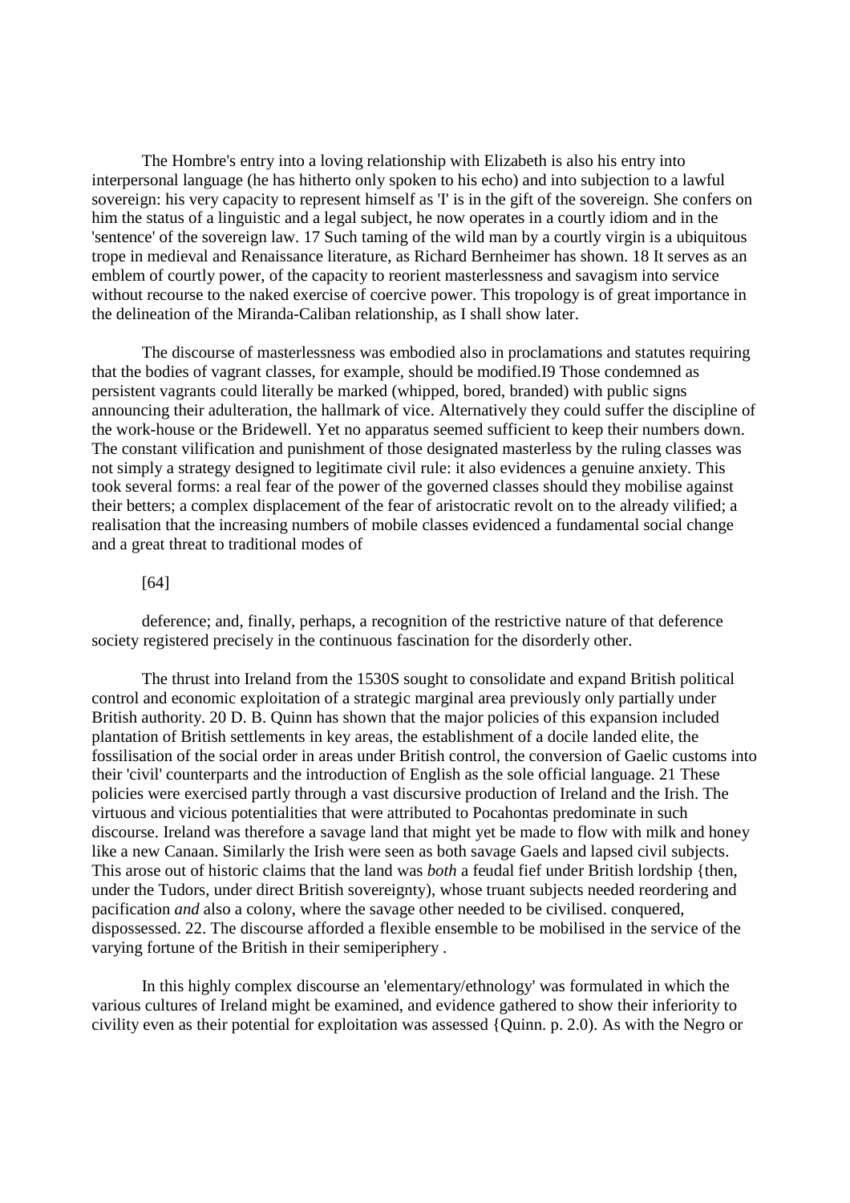The Hombre's entry into a loving relationship with Elizabeth is also his entry into interpersonal language (he has hitherto only spoken to his echo) and into subjection to a lawful sovereign: his very capacity to represent himself as 'I' is in the gift of the sovereign. She confers on him the status of a linguistic and a legal subject, he now operates in a courtly idiom and in the 'sentence' of the sovereign law. 17 Such taming of the wild man by a courtly virgin is a ubiquitous trope in medieval and Renaissance literature, as Richard Bernheimer has shown. 18 It serves as an emblem of courtly power, of the capacity to reorient masterlessness and savagism into service without recourse to the naked exercise of coercive power. This tropology is of great importance in the delineation of the Miranda-Caliban relationship, as I shall show later.

The discourse of masterlessness was embodied also in proclamations and statutes requiring that the bodies of vagrant classes, for example, should be modified.I9 Those condemned as persistent vagrants could literally be marked (whipped, bored, branded) with public signs announcing their adulteration, the hallmark of vice. Alternatively they could suffer the discipline of the work-house or the Bridewell. Yet no apparatus seemed sufficient to keep their numbers down. The constant vilification and punishment of those designated masterless by the ruling classes was not simply a strategy designed to legitimate civil rule: it also evidences a genuine anxiety. This took several forms: a real fear of the power of the governed classes should they mobilise against their betters; a complex displacement of the fear of aristocratic revolt on to the already vilified; a realisation that the increasing numbers of mobile classes evidenced a fundamental social change and a great threat to traditional modes of

[64]

deference; and, finally, perhaps, a recognition of the restrictive nature of that deference society registered precisely in the continuous fascination for the disorderly other.

The thrust into Ireland from the 1530S sought to consolidate and expand British political control and economic exploitation of a strategic marginal area previously only partially under British authority. 20 D. B. Quinn has shown that the major policies of this expansion included plantation of British settlements in key areas, the establishment of a docile landed elite, the fossilisation of the social order in areas under British control, the conversion of Gaelic customs into their 'civil' counterparts and the introduction of English as the sole official language. 21 These policies were exercised partly through a vast discursive production of Ireland and the Irish. The virtuous and vicious potentialities that were attributed to Pocahontas predominate in such discourse. Ireland was therefore a savage land that might yet be made to flow with milk and honey like a new Canaan. Similarly the Irish were seen as both savage Gaels and lapsed civil subjects. This arose out of historic claims that the land was *both* a feudal fief under British lordship {then, under the Tudors, under direct British sovereignty), whose truant subjects needed reordering and pacification *and* also a colony, where the savage other needed to be civilised. conquered, dispossessed. 22. The discourse afforded a flexible ensemble to be mobilised in the service of the varying fortune of the British in their semiperiphery .

In this highly complex discourse an 'elementary/ethnology' was formulated in which the various cultures of Ireland might be examined, and evidence gathered to show their inferiority to civility even as their potential for exploitation was assessed {Quinn. p. 2.0). As with the Negro or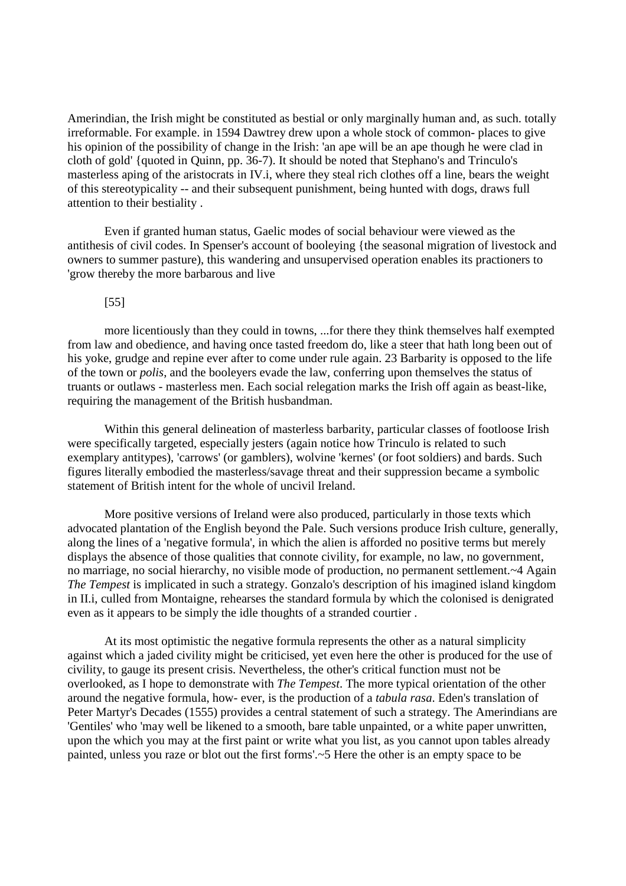Amerindian, the Irish might be constituted as bestial or only marginally human and, as such. totally irreformable. For example. in 1594 Dawtrey drew upon a whole stock of common- places to give his opinion of the possibility of change in the Irish: 'an ape will be an ape though he were clad in cloth of gold' {quoted in Quinn, pp. 36-7). It should be noted that Stephano's and Trinculo's masterless aping of the aristocrats in IV.i, where they steal rich clothes off a line, bears the weight of this stereotypicality -- and their subsequent punishment, being hunted with dogs, draws full attention to their bestiality .

Even if granted human status, Gaelic modes of social behaviour were viewed as the antithesis of civil codes. In Spenser's account of booleying {the seasonal migration of livestock and owners to summer pasture), this wandering and unsupervised operation enables its practioners to 'grow thereby the more barbarous and live

[55]

more licentiously than they could in towns, ...for there they think themselves half exempted from law and obedience, and having once tasted freedom do, like a steer that hath long been out of his yoke, grudge and repine ever after to come under rule again. 23 Barbarity is opposed to the life of the town or *polis*, and the booleyers evade the law, conferring upon themselves the status of truants or outlaws - masterless men. Each social relegation marks the Irish off again as beast-like, requiring the management of the British husbandman.

Within this general delineation of masterless barbarity, particular classes of footloose Irish were specifically targeted, especially jesters (again notice how Trinculo is related to such exemplary antitypes), 'carrows' (or gamblers), wolvine 'kernes' (or foot soldiers) and bards. Such figures literally embodied the masterless/savage threat and their suppression became a symbolic statement of British intent for the whole of uncivil Ireland.

More positive versions of Ireland were also produced, particularly in those texts which advocated plantation of the English beyond the Pale. Such versions produce Irish culture, generally, along the lines of a 'negative formula', in which the alien is afforded no positive terms but merely displays the absence of those qualities that connote civility, for example, no law, no government, no marriage, no social hierarchy, no visible mode of production, no permanent settlement.~4 Again *The Tempest* is implicated in such a strategy. Gonzalo's description of his imagined island kingdom in II.i, culled from Montaigne, rehearses the standard formula by which the colonised is denigrated even as it appears to be simply the idle thoughts of a stranded courtier .

At its most optimistic the negative formula represents the other as a natural simplicity against which a jaded civility might be criticised, yet even here the other is produced for the use of civility, to gauge its present crisis. Nevertheless, the other's critical function must not be overlooked, as I hope to demonstrate with *The Tempest*. The more typical orientation of the other around the negative formula, how- ever, is the production of a *tabula rasa*. Eden's translation of Peter Martyr's Decades (1555) provides a central statement of such a strategy. The Amerindians are 'Gentiles' who 'may well be likened to a smooth, bare table unpainted, or a white paper unwritten, upon the which you may at the first paint or write what you list, as you cannot upon tables already painted, unless you raze or blot out the first forms'.~5 Here the other is an empty space to be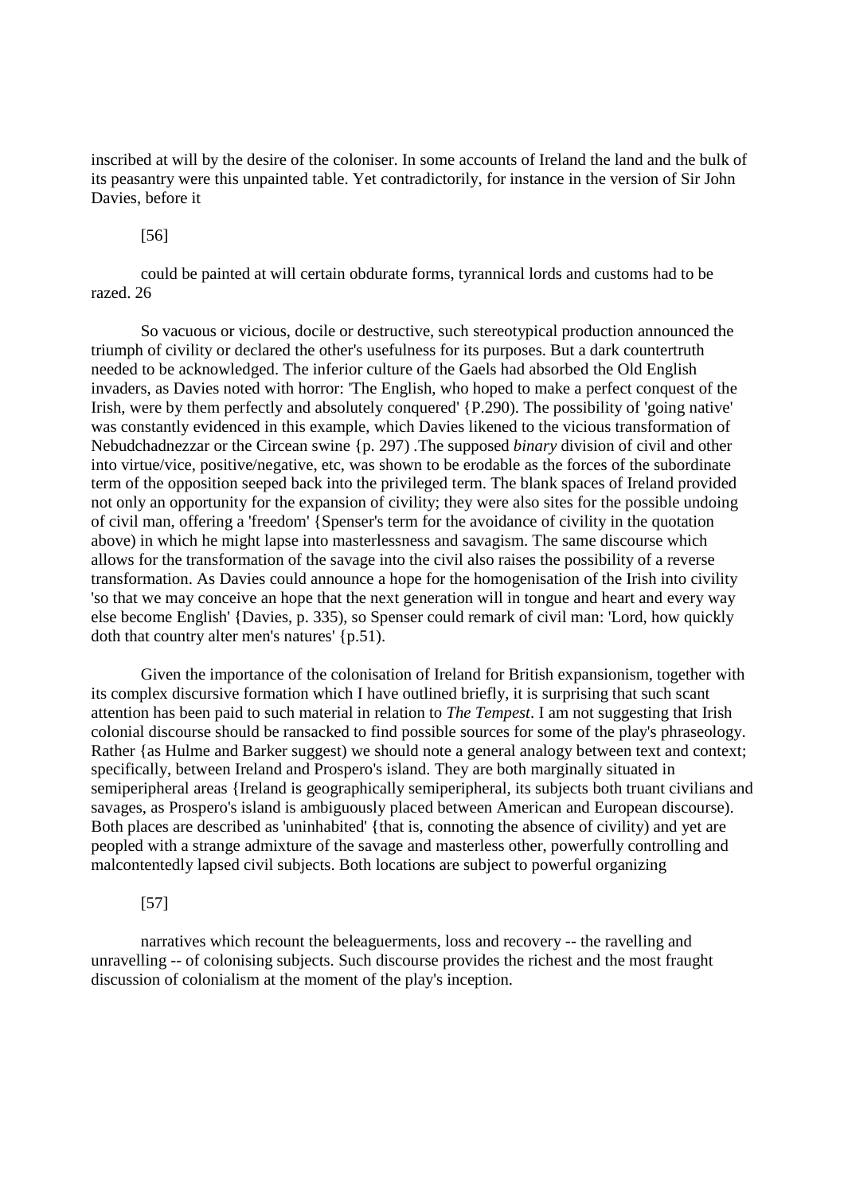inscribed at will by the desire of the coloniser. In some accounts of Ireland the land and the bulk of its peasantry were this unpainted table. Yet contradictorily, for instance in the version of Sir John Davies, before it could be painted at will certain obdurate forms, tyrannical lords and customs had to be razed.[26]

So vacuous or vicious, docile or destructive, such stereotypical production announced the triumph of civility or declared the other's usefulness for its purposes. But a dark countertruth needed to be acknowledged. The inferior culture of the Gaels had absorbed the Old English invaders, as Davies noted with horror: 'The English, who hoped to make a perfect conquest of the Irish, were by them perfectly and absolutely conquered' {P.290). The possibility of 'going native' was constantly evidenced in this example, which Davies likened to the vicious transformation of Nebudchadnezzar or the Circean swine {p. 297) .The supposed *binary* division of civil and other into virtue/vice, positive/negative, etc, was shown to be erodable as the forces of the subordinate term of the opposition seeped back into the privileged term. The blank spaces of Ireland provided not only an opportunity for the expansion of civility; they were also sites for the possible undoing of civil man, offering a 'freedom' {Spenser's term for the avoidance of civility in the quotation above) in which he might lapse into masterlessness and savagism. The same discourse which allows for the transformation of the savage into the civil also raises the possibility of a reverse transformation. As Davies could announce a hope for the homogenisation of the Irish into civility 'so that we may conceive an hope that the next generation will in tongue and heart and every way else become English' {Davies, p. 335), so Spenser could remark of civil man: 'Lord, how quickly doth that country alter men's natures' {p.51).

Given the importance of the colonisation of Ireland for British expansionism, together with its complex discursive formation which I have outlined briefly, it is surprising that such scant attention has been paid to such material in relation to *The Tempest*. I am not suggesting that Irish colonial discourse should be ransacked to find possible sources for some of the play's phraseology. Rather {as Hulme and Barker suggest) we should note a general analogy between text and context; specifically, between Ireland and Prospero's island. They are both marginally situated in semiperipheral areas {Ireland is geographically semiperipheral, its subjects both truant civilians and savages, as Prospero's island is ambiguously placed between American and European discourse). Both places are described as 'uninhabited' {that is, connoting the absence of civility) and yet are peopled with a strange admixture of the savage and masterless other, powerfully controlling and malcontentedly lapsed civil subjects. Both locations are subject to powerful organizing narratives which recount the beleaguerments, loss and recovery -- the ravelling and unravelling -- of colonising subjects. Such discourse provides the richest and the most fraught discussion of colonialism at the moment of the play's inception.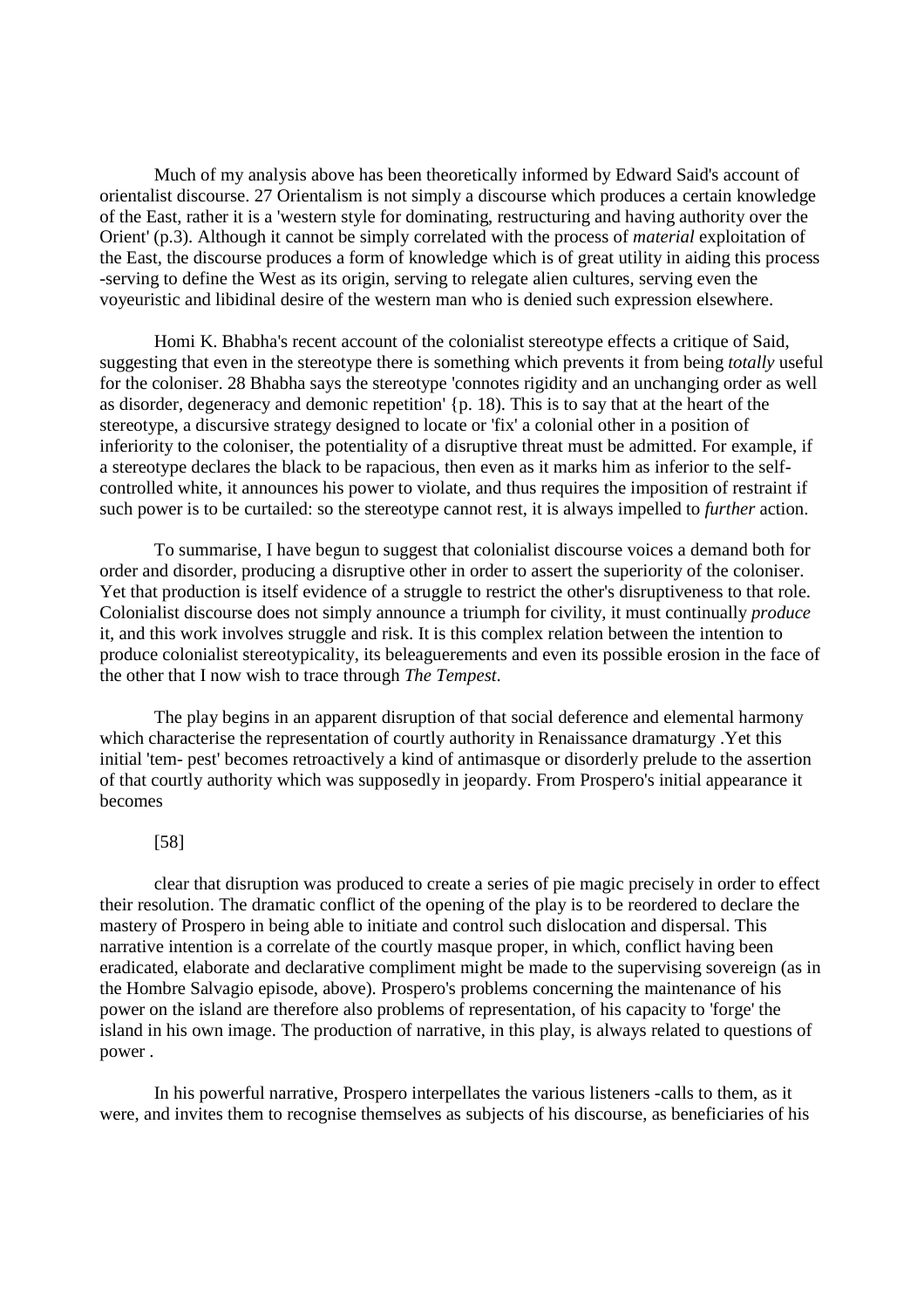Much of my analysis above has been theoretically informed by Edward Said's account of orientalist discourse. 27 Orientalism is not simply a discourse which produces a certain knowledge of the East, rather it is a 'western style for dominating, restructuring and having authority over the Orient' (p.3). Although it cannot be simply correlated with the process of *material* exploitation of the East, the discourse produces a form of knowledge which is of great utility in aiding this process -serving to define the West as its origin, serving to relegate alien cultures, serving even the voyeuristic and libidinal desire of the western man who is denied such expression elsewhere.

Homi K. Bhabha's recent account of the colonialist stereotype effects a critique of Said, suggesting that even in the stereotype there is something which prevents it from being *totally* useful for the coloniser. 28 Bhabha says the stereotype 'connotes rigidity and an unchanging order as well as disorder, degeneracy and demonic repetition' {p. 18). This is to say that at the heart of the stereotype, a discursive strategy designed to locate or 'fix' a colonial other in a position of inferiority to the coloniser, the potentiality of a disruptive threat must be admitted. For example, if a stereotype declares the black to be rapacious, then even as it marks him as inferior to the self-controlled white, it announces his power to violate, and thus requires the imposition of restraint if such power is to be curtailed: so the stereotype cannot rest, it is always impelled to *further* action.

To summarise, I have begun to suggest that colonialist discourse voices a demand both for order and disorder, producing a disruptive other in order to assert the superiority of the coloniser. Yet that production is itself evidence of a struggle to restrict the other's disruptiveness to that role. Colonialist discourse does not simply announce a triumph for civility, it must continually *produce* it, and this work involves struggle and risk. It is this complex relation between the intention to produce colonialist stereotypicality, its beleaguerements and even its possible erosion in the face of the other that I now wish to trace through *The Tempest*.

The play begins in an apparent disruption of that social deference and elemental harmony which characterise the representation of courtly authority in Renaissance dramaturgy .Yet this initial 'tem- pest' becomes retroactively a kind of antimasque or disorderly prelude to the assertion of that courtly authority which was supposedly in jeopardy. From Prospero's initial appearance it becomes

[58]

clear that disruption was produced to create a series of pie magic precisely in order to effect their resolution. The dramatic conflict of the opening of the play is to be reordered to declare the mastery of Prospero in being able to initiate and control such dislocation and dispersal. This narrative intention is a correlate of the courtly masque proper, in which, conflict having been eradicated, elaborate and declarative compliment might be made to the supervising sovereign (as in the Hombre Salvagio episode, above). Prospero's problems concerning the maintenance of his power on the island are therefore also problems of representation, of his capacity to 'forge' the island in his own image. The production of narrative, in this play, is always related to questions of power .

In his powerful narrative, Prospero interpellates the various listeners -calls to them, as it were, and invites them to recognise themselves as subjects of his discourse, as beneficiaries of his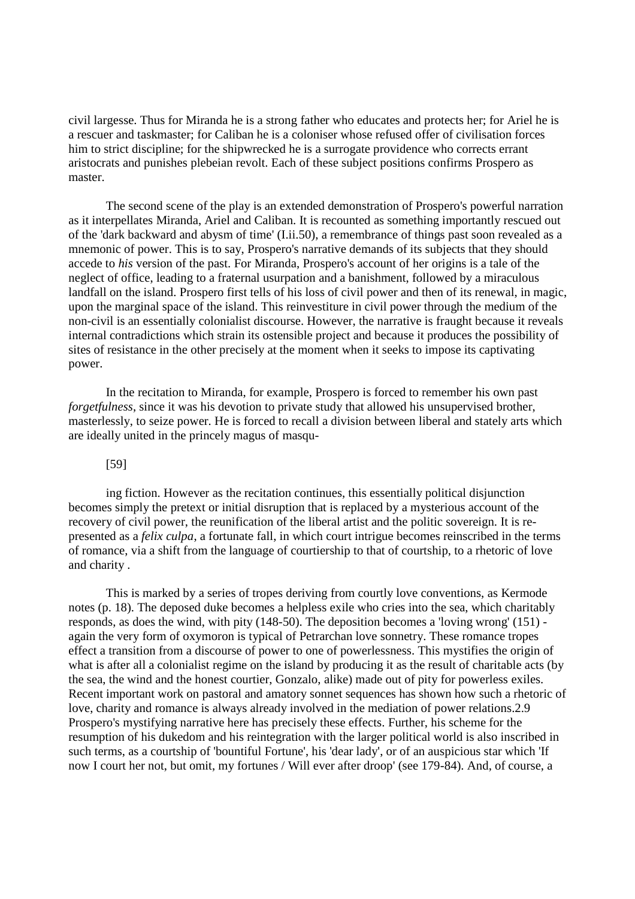civil largesse. Thus for Miranda he is a strong father who educates and protects her; for Ariel he is a rescuer and taskmaster; for Caliban he is a coloniser whose refused offer of civilisation forces him to strict discipline; for the shipwrecked he is a surrogate providence who corrects errant aristocrats and punishes plebeian revolt. Each of these subject positions confirms Prospero as master.

The second scene of the play is an extended demonstration of Prospero's powerful narration as it interpellates Miranda, Ariel and Caliban. It is recounted as something importantly rescued out of the 'dark backward and abysm of time' (I.ii.50), a remembrance of things past soon revealed as a mnemonic of power. This is to say, Prospero's narrative demands of its subjects that they should accede to *his* version of the past. For Miranda, Prospero's account of her origins is a tale of the neglect of office, leading to a fraternal usurpation and a banishment, followed by a miraculous landfall on the island. Prospero first tells of his loss of civil power and then of its renewal, in magic, upon the marginal space of the island. This reinvestiture in civil power through the medium of the non-civil is an essentially colonialist discourse. However, the narrative is fraught because it reveals internal contradictions which strain its ostensible project and because it produces the possibility of sites of resistance in the other precisely at the moment when it seeks to impose its captivating power.

In the recitation to Miranda, for example, Prospero is forced to remember his own past *forgetfulness*, since it was his devotion to private study that allowed his unsupervised brother, masterlessly, to seize power. He is forced to recall a division between liberal and stately arts which are ideally united in the princely magus of masqu-

[59]

ing fiction. However as the recitation continues, this essentially political disjunction becomes simply the pretext or initial disruption that is replaced by a mysterious account of the recovery of civil power, the reunification of the liberal artist and the politic sovereign. It is re-presented as a *felix culpa*, a fortunate fall, in which court intrigue becomes reinscribed in the terms of romance, via a shift from the language of courtiership to that of courtship, to a rhetoric of love and charity .

This is marked by a series of tropes deriving from courtly love conventions, as Kermode notes (p. 18). The deposed duke becomes a helpless exile who cries into the sea, which charitably responds, as does the wind, with pity (148-50). The deposition becomes a 'loving wrong' (151) - again the very form of oxymoron is typical of Petrarchan love sonnetry. These romance tropes effect a transition from a discourse of power to one of powerlessness. This mystifies the origin of what is after all a colonialist regime on the island by producing it as the result of charitable acts (by the sea, the wind and the honest courtier, Gonzalo, alike) made out of pity for powerless exiles. Recent important work on pastoral and amatory sonnet sequences has shown how such a rhetoric of love, charity and romance is always already involved in the mediation of power relations.2.9 Prospero's mystifying narrative here has precisely these effects. Further, his scheme for the resumption of his dukedom and his reintegration with the larger political world is also inscribed in such terms, as a courtship of 'bountiful Fortune', his 'dear lady', or of an auspicious star which 'If now I court her not, but omit, my fortunes / Will ever after droop' (see 179-84). And, of course, a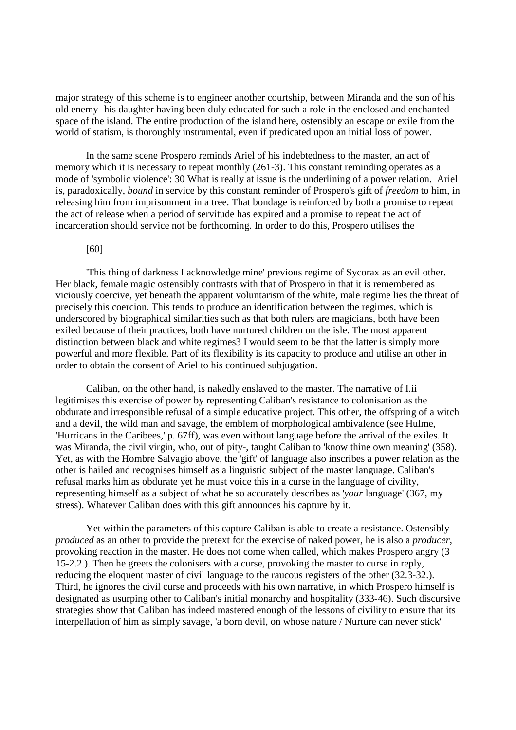major strategy of this scheme is to engineer another courtship, between Miranda and the son of his old enemy- his daughter having been duly educated for such a role in the enclosed and enchanted space of the island. The entire production of the island here, ostensibly an escape or exile from the world of statism, is thoroughly instrumental, even if predicated upon an initial loss of power.

In the same scene Prospero reminds Ariel of his indebtedness to the master, an act of memory which it is necessary to repeat monthly (261-3). This constant reminding operates as a mode of 'symbolic violence': 30 What is really at issue is the underlining of a power relation. Ariel is, paradoxically, *bound* in service by this constant reminder of Prospero's gift of *freedom* to him, in releasing him from imprisonment in a tree. That bondage is reinforced by both a promise to repeat the act of release when a period of servitude has expired and a promise to repeat the act of incarceration should service not be forthcoming. In order to do this, Prospero utilises the

[60]

'This thing of darkness I acknowledge mine' previous regime of Sycorax as an evil other. Her black, female magic ostensibly contrasts with that of Prospero in that it is remembered as viciously coercive, yet beneath the apparent voluntarism of the white, male regime lies the threat of precisely this coercion. This tends to produce an identification between the regimes, which is underscored by biographical similarities such as that both rulers are magicians, both have been exiled because of their practices, both have nurtured children on the isle. The most apparent distinction between black and white regimes3 I would seem to be that the latter is simply more powerful and more flexible. Part of its flexibility is its capacity to produce and utilise an other in order to obtain the consent of Ariel to his continued subjugation.

Caliban, on the other hand, is nakedly enslaved to the master. The narrative of I.ii legitimises this exercise of power by representing Caliban's resistance to colonisation as the obdurate and irresponsible refusal of a simple educative project. This other, the offspring of a witch and a devil, the wild man and savage, the emblem of morphological ambivalence (see Hulme, 'Hurricans in the Caribees,' p. 67ff), was even without language before the arrival of the exiles. It was Miranda, the civil virgin, who, out of pity-, taught Caliban to 'know thine own meaning' (358). Yet, as with the Hombre Salvagio above, the 'gift' of language also inscribes a power relation as the other is hailed and recognises himself as a linguistic subject of the master language. Caliban's refusal marks him as obdurate yet he must voice this in a curse in the language of civility, representing himself as a subject of what he so accurately describes as '*your* language' (367, my stress). Whatever Caliban does with this gift announces his capture by it.

Yet within the parameters of this capture Caliban is able to create a resistance. Ostensibly *produced* as an other to provide the pretext for the exercise of naked power, he is also a *producer*, provoking reaction in the master. He does not come when called, which makes Prospero angry (3 15-2.2.). Then he greets the colonisers with a curse, provoking the master to curse in reply, reducing the eloquent master of civil language to the raucous registers of the other (32.3-32.). Third, he ignores the civil curse and proceeds with his own narrative, in which Prospero himself is designated as usurping other to Caliban's initial monarchy and hospitality (333-46). Such discursive strategies show that Caliban has indeed mastered enough of the lessons of civility to ensure that its interpellation of him as simply savage, 'a born devil, on whose nature / Nurture can never stick'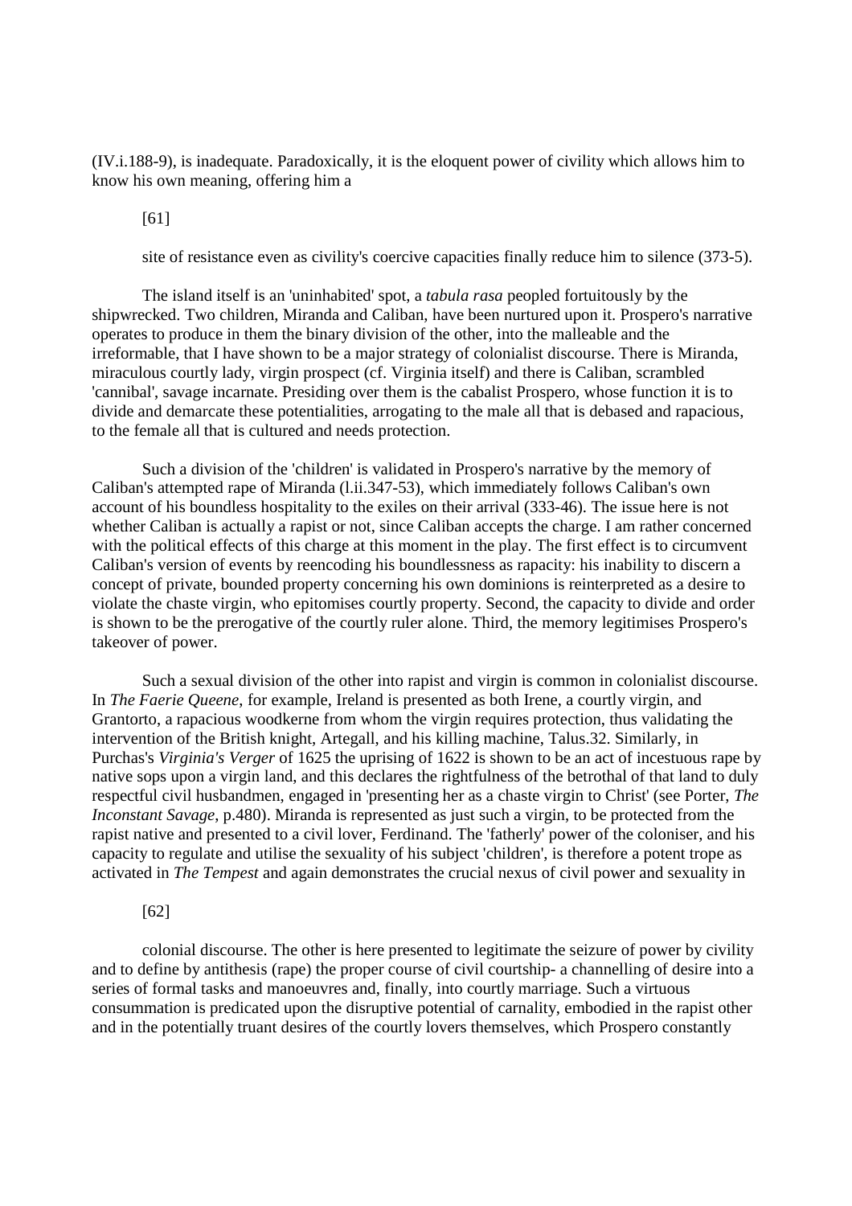(IV.i.188-9), is inadequate. Paradoxically, it is the eloquent power of civility which allows him to know his own meaning, offering him a

[61]

site of resistance even as civility's coercive capacities finally reduce him to silence (373-5).

The island itself is an 'uninhabited' spot, a *tabula rasa* peopled fortuitously by the shipwrecked. Two children, Miranda and Caliban, have been nurtured upon it. Prospero's narrative operates to produce in them the binary division of the other, into the malleable and the irreformable, that I have shown to be a major strategy of colonialist discourse. There is Miranda, miraculous courtly lady, virgin prospect (cf. Virginia itself) and there is Caliban, scrambled 'cannibal', savage incarnate. Presiding over them is the cabalist Prospero, whose function it is to divide and demarcate these potentialities, arrogating to the male all that is debased and rapacious, to the female all that is cultured and needs protection.

Such a division of the 'children' is validated in Prospero's narrative by the memory of Caliban's attempted rape of Miranda (l.ii.347-53), which immediately follows Caliban's own account of his boundless hospitality to the exiles on their arrival (333-46). The issue here is not whether Caliban is actually a rapist or not, since Caliban accepts the charge. I am rather concerned with the political effects of this charge at this moment in the play. The first effect is to circumvent Caliban's version of events by reencoding his boundlessness as rapacity: his inability to discern a concept of private, bounded property concerning his own dominions is reinterpreted as a desire to violate the chaste virgin, who epitomises courtly property. Second, the capacity to divide and order is shown to be the prerogative of the courtly ruler alone. Third, the memory legitimises Prospero's takeover of power.

Such a sexual division of the other into rapist and virgin is common in colonialist discourse. In *The Faerie Queene*, for example, Ireland is presented as both Irene, a courtly virgin, and Grantorto, a rapacious woodkerne from whom the virgin requires protection, thus validating the intervention of the British knight, Artegall, and his killing machine, Talus.32. Similarly, in Purchas's *Virginia's Verger* of 1625 the uprising of 1622 is shown to be an act of incestuous rape by native sops upon a virgin land, and this declares the rightfulness of the betrothal of that land to duly respectful civil husbandmen, engaged in 'presenting her as a chaste virgin to Christ' (see Porter, *The Inconstant Savage*, p.480). Miranda is represented as just such a virgin, to be protected from the rapist native and presented to a civil lover, Ferdinand. The 'fatherly' power of the coloniser, and his capacity to regulate and utilise the sexuality of his subject 'children', is therefore a potent trope as activated in *The Tempest* and again demonstrates the crucial nexus of civil power and sexuality in

[62]

colonial discourse. The other is here presented to legitimate the seizure of power by civility and to define by antithesis (rape) the proper course of civil courtship- a channelling of desire into a series of formal tasks and manoeuvres and, finally, into courtly marriage. Such a virtuous consummation is predicated upon the disruptive potential of carnality, embodied in the rapist other and in the potentially truant desires of the courtly lovers themselves, which Prospero constantly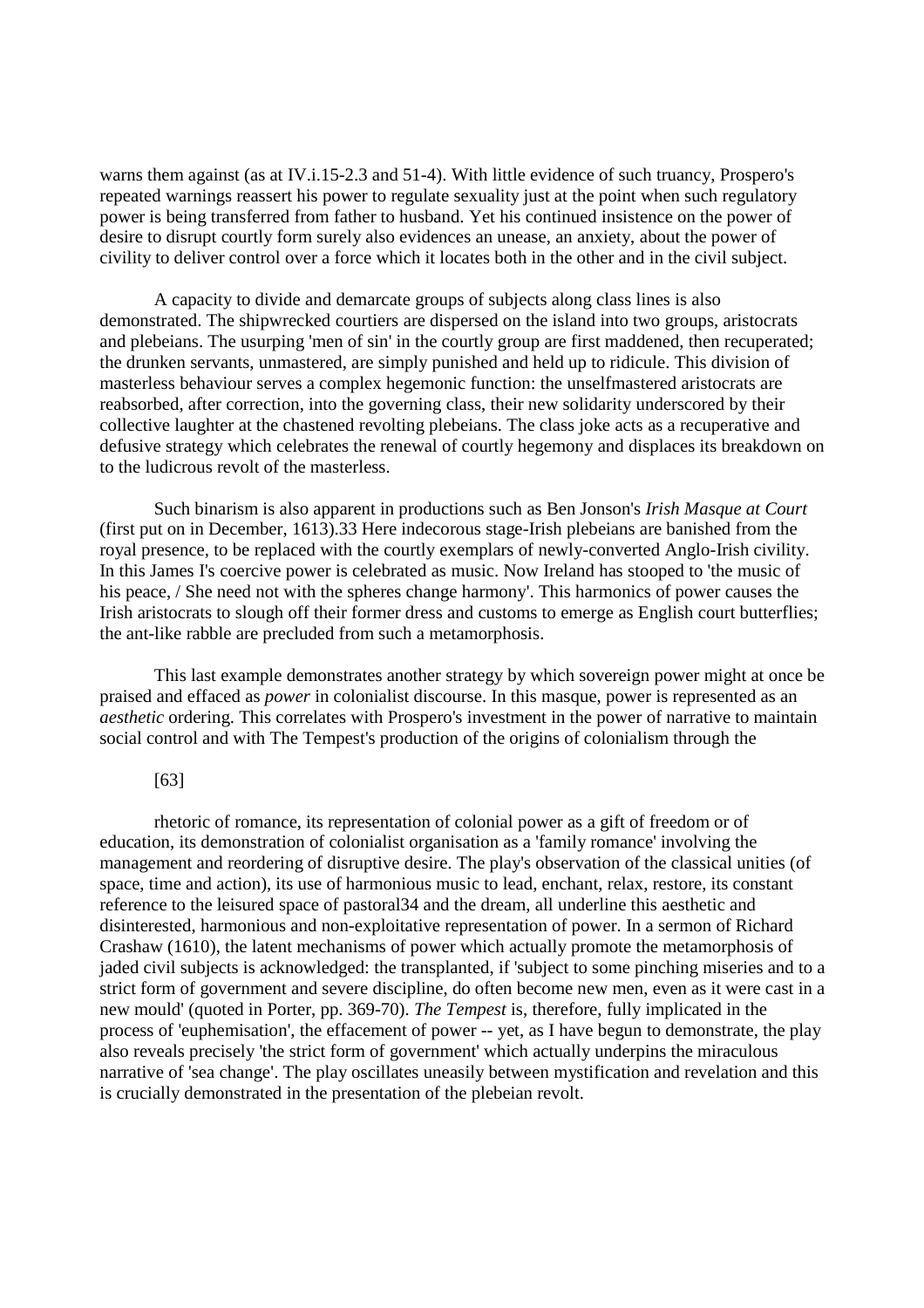warns them against (as at IV.i.15-2.3 and 51-4). With little evidence of such truancy, Prospero's repeated warnings reassert his power to regulate sexuality just at the point when such regulatory power is being transferred from father to husband. Yet his continued insistence on the power of desire to disrupt courtly form surely also evidences an unease, an anxiety, about the power of civility to deliver control over a force which it locates both in the other and in the civil subject.

A capacity to divide and demarcate groups of subjects along class lines is also demonstrated. The shipwrecked courtiers are dispersed on the island into two groups, aristocrats and plebeians. The usurping 'men of sin' in the courtly group are first maddened, then recuperated; the drunken servants, unmastered, are simply punished and held up to ridicule. This division of masterless behaviour serves a complex hegemonic function: the unselfmastered aristocrats are reabsorbed, after correction, into the governing class, their new solidarity underscored by their collective laughter at the chastened revolting plebeians. The class joke acts as a recuperative and defusive strategy which celebrates the renewal of courtly hegemony and displaces its breakdown on to the ludicrous revolt of the masterless.

Such binarism is also apparent in productions such as Ben Jonson's *Irish Masque at Court* (first put on in December, 1613).33 Here indecorous stage-Irish plebeians are banished from the royal presence, to be replaced with the courtly exemplars of newly-converted Anglo-Irish civility. In this James I's coercive power is celebrated as music. Now Ireland has stooped to 'the music of his peace, / She need not with the spheres change harmony'. This harmonics of power causes the Irish aristocrats to slough off their former dress and customs to emerge as English court butterflies; the ant-like rabble are precluded from such a metamorphosis.

This last example demonstrates another strategy by which sovereign power might at once be praised and effaced as *power* in colonialist discourse. In this masque, power is represented as an *aesthetic* ordering. This correlates with Prospero's investment in the power of narrative to maintain social control and with The Tempest's production of the origins of colonialism through the

[63]

rhetoric of romance, its representation of colonial power as a gift of freedom or of education, its demonstration of colonialist organisation as a 'family romance' involving the management and reordering of disruptive desire. The play's observation of the classical unities (of space, time and action), its use of harmonious music to lead, enchant, relax, restore, its constant reference to the leisured space of pastoral34 and the dream, all underline this aesthetic and disinterested, harmonious and non-exploitative representation of power. In a sermon of Richard Crashaw (1610), the latent mechanisms of power which actually promote the metamorphosis of jaded civil subjects is acknowledged: the transplanted, if 'subject to some pinching miseries and to a strict form of government and severe discipline, do often become new men, even as it were cast in a new mould' (quoted in Porter, pp. 369-70). *The Tempest* is, therefore, fully implicated in the process of 'euphemisation', the effacement of power -- yet, as I have begun to demonstrate, the play also reveals precisely 'the strict form of government' which actually underpins the miraculous narrative of 'sea change'. The play oscillates uneasily between mystification and revelation and this is crucially demonstrated in the presentation of the plebeian revolt.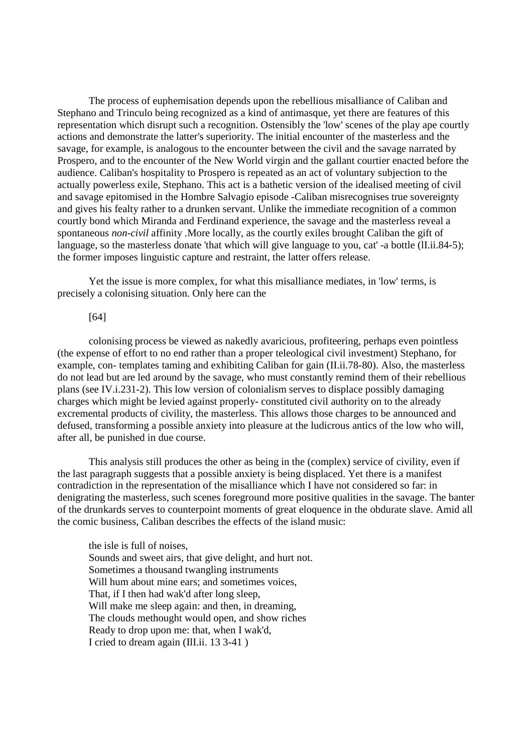The process of euphemisation depends upon the rebellious misalliance of Caliban and Stephano and Trinculo being recognized as a kind of antimasque, yet there are features of this representation which disrupt such a recognition. Ostensibly the 'low' scenes of the play ape courtly actions and demonstrate the latter's superiority. The initial encounter of the masterless and the savage, for example, is analogous to the encounter between the civil and the savage narrated by Prospero, and to the encounter of the New World virgin and the gallant courtier enacted before the audience. Caliban's hospitality to Prospero is repeated as an act of voluntary subjection to the actually powerless exile, Stephano. This act is a bathetic version of the idealised meeting of civil and savage epitomised in the Hombre Salvagio episode -Caliban misrecognises true sovereignty and gives his fealty rather to a drunken servant. Unlike the immediate recognition of a common courtly bond which Miranda and Ferdinand experience, the savage and the masterless reveal a spontaneous *non-civil* affinity .More locally, as the courtly exiles brought Caliban the gift of language, so the masterless donate 'that which will give language to you, cat' -a bottle (II.ii.84-5); the former imposes linguistic capture and restraint, the latter offers release.

Yet the issue is more complex, for what this misalliance mediates, in 'low' terms, is precisely a colonising situation. Only here can the

[64]

colonising process be viewed as nakedly avaricious, profiteering, perhaps even pointless (the expense of effort to no end rather than a proper teleological civil investment) Stephano, for example, con- templates taming and exhibiting Caliban for gain (II.ii.78-80). Also, the masterless do not lead but are led around by the savage, who must constantly remind them of their rebellious plans (see IV.i.231-2). This low version of colonialism serves to displace possibly damaging charges which might be levied against properly- constituted civil authority on to the already excremental products of civility, the masterless. This allows those charges to be announced and defused, transforming a possible anxiety into pleasure at the ludicrous antics of the low who will, after all, be punished in due course.

This analysis still produces the other as being in the (complex) service of civility, even if the last paragraph suggests that a possible anxiety is being displaced. Yet there is a manifest contradiction in the representation of the misalliance which I have not considered so far: in denigrating the masterless, such scenes foreground more positive qualities in the savage. The banter of the drunkards serves to counterpoint moments of great eloquence in the obdurate slave. Amid all the comic business, Caliban describes the effects of the island music:

> the isle is full of noises,
> Sounds and sweet airs, that give delight, and hurt not.
> Sometimes a thousand twangling instruments
> Will hum about mine ears; and sometimes voices,
> That, if I then had wak'd after long sleep,
> Will make me sleep again: and then, in dreaming,
> The clouds methought would open, and show riches
> Ready to drop upon me: that, when I wak'd,
> I cried to dream again (III.ii. 13 3-41 )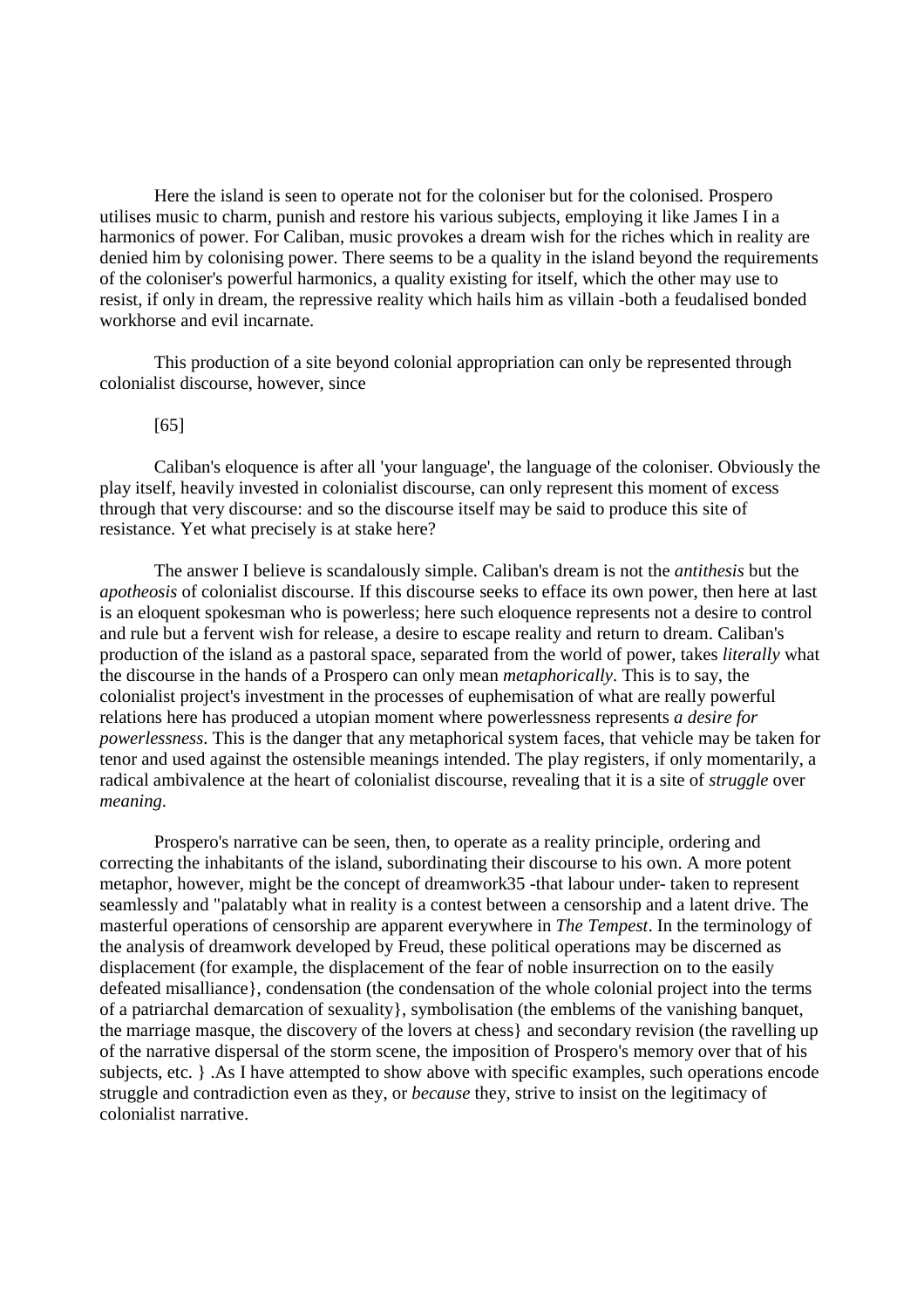Here the island is seen to operate not for the coloniser but for the colonised. Prospero utilises music to charm, punish and restore his various subjects, employing it like James I in a harmonics of power. For Caliban, music provokes a dream wish for the riches which in reality are denied him by colonising power. There seems to be a quality in the island beyond the requirements of the coloniser's powerful harmonics, a quality existing for itself, which the other may use to resist, if only in dream, the repressive reality which hails him as villain -both a feudalised bonded workhorse and evil incarnate.

This production of a site beyond colonial appropriation can only be represented through colonialist discourse, however, since

[65]

Caliban's eloquence is after all 'your language', the language of the coloniser. Obviously the play itself, heavily invested in colonialist discourse, can only represent this moment of excess through that very discourse: and so the discourse itself may be said to produce this site of resistance. Yet what precisely is at stake here?

The answer I believe is scandalously simple. Caliban's dream is not the *antithesis* but the *apotheosis* of colonialist discourse. If this discourse seeks to efface its own power, then here at last is an eloquent spokesman who is powerless; here such eloquence represents not a desire to control and rule but a fervent wish for release, a desire to escape reality and return to dream. Caliban's production of the island as a pastoral space, separated from the world of power, takes *literally* what the discourse in the hands of a Prospero can only mean *metaphorically*. This is to say, the colonialist project's investment in the processes of euphemisation of what are really powerful relations here has produced a utopian moment where powerlessness represents *a desire for powerlessness*. This is the danger that any metaphorical system faces, that vehicle may be taken for tenor and used against the ostensible meanings intended. The play registers, if only momentarily, a radical ambivalence at the heart of colonialist discourse, revealing that it is a site of *struggle* over *meaning*.

Prospero's narrative can be seen, then, to operate as a reality principle, ordering and correcting the inhabitants of the island, subordinating their discourse to his own. A more potent metaphor, however, might be the concept of dreamwork35 -that labour under- taken to represent seamlessly and "palatably what in reality is a contest between a censorship and a latent drive. The masterful operations of censorship are apparent everywhere in *The Tempest*. In the terminology of the analysis of dreamwork developed by Freud, these political operations may be discerned as displacement (for example, the displacement of the fear of noble insurrection on to the easily defeated misalliance}, condensation (the condensation of the whole colonial project into the terms of a patriarchal demarcation of sexuality}, symbolisation (the emblems of the vanishing banquet, the marriage masque, the discovery of the lovers at chess} and secondary revision (the ravelling up of the narrative dispersal of the storm scene, the imposition of Prospero's memory over that of his subjects, etc. } .As I have attempted to show above with specific examples, such operations encode struggle and contradiction even as they, or *because* they, strive to insist on the legitimacy of colonialist narrative.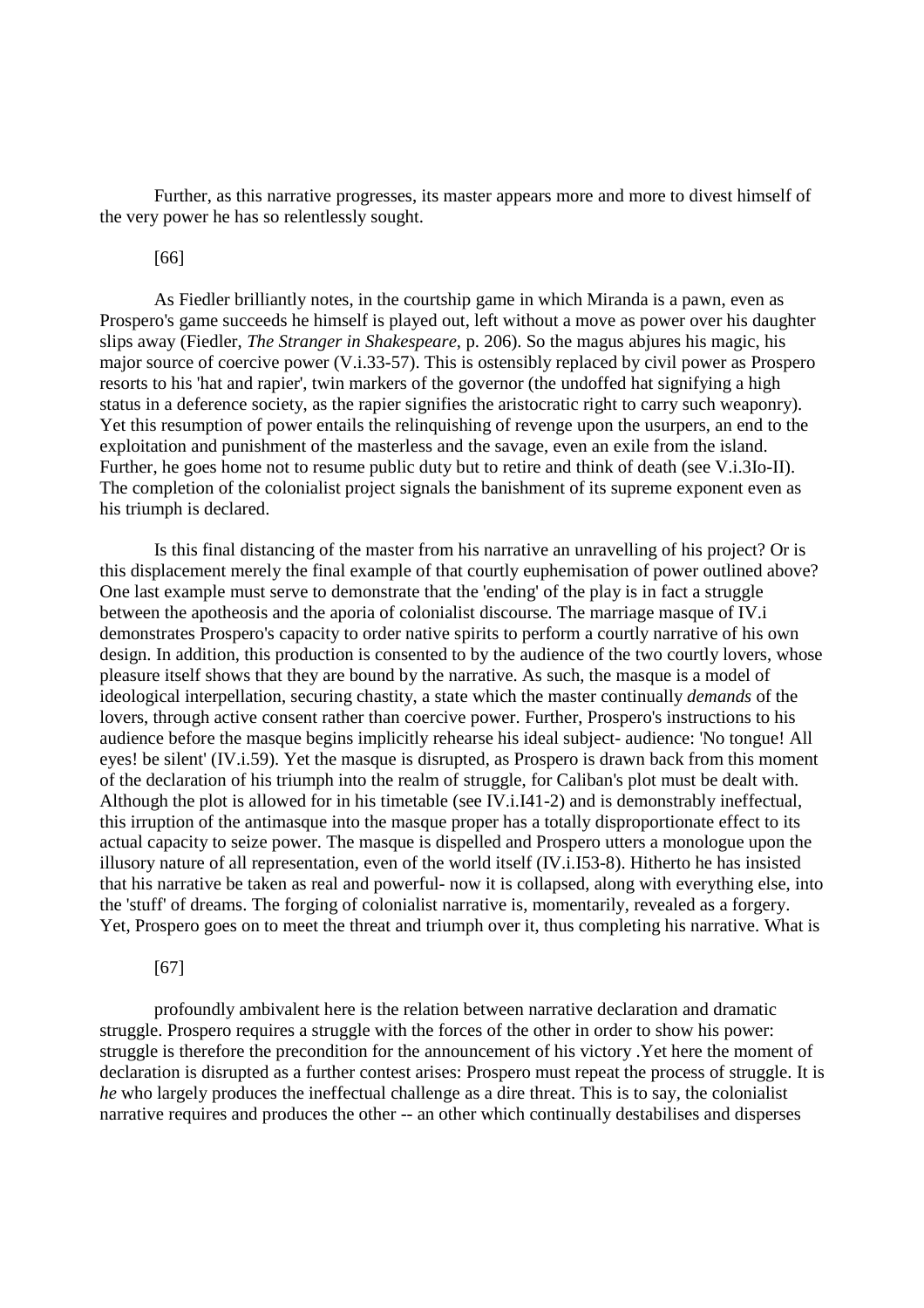Further, as this narrative progresses, its master appears more and more to divest himself of the very power he has so relentlessly sought.

[66]

As Fiedler brilliantly notes, in the courtship game in which Miranda is a pawn, even as Prospero's game succeeds he himself is played out, left without a move as power over his daughter slips away (Fiedler, *The Stranger in Shakespeare*, p. 206). So the magus abjures his magic, his major source of coercive power (V.i.33-57). This is ostensibly replaced by civil power as Prospero resorts to his 'hat and rapier', twin markers of the governor (the undoffed hat signifying a high status in a deference society, as the rapier signifies the aristocratic right to carry such weaponry). Yet this resumption of power entails the relinquishing of revenge upon the usurpers, an end to the exploitation and punishment of the masterless and the savage, even an exile from the island. Further, he goes home not to resume public duty but to retire and think of death (see V.i.3Io-II). The completion of the colonialist project signals the banishment of its supreme exponent even as his triumph is declared.

Is this final distancing of the master from his narrative an unravelling of his project? Or is this displacement merely the final example of that courtly euphemisation of power outlined above? One last example must serve to demonstrate that the 'ending' of the play is in fact a struggle between the apotheosis and the aporia of colonialist discourse. The marriage masque of IV.i demonstrates Prospero's capacity to order native spirits to perform a courtly narrative of his own design. In addition, this production is consented to by the audience of the two courtly lovers, whose pleasure itself shows that they are bound by the narrative. As such, the masque is a model of ideological interpellation, securing chastity, a state which the master continually *demands* of the lovers, through active consent rather than coercive power. Further, Prospero's instructions to his audience before the masque begins implicitly rehearse his ideal subject- audience: 'No tongue! All eyes! be silent' (IV.i.59). Yet the masque is disrupted, as Prospero is drawn back from this moment of the declaration of his triumph into the realm of struggle, for Caliban's plot must be dealt with. Although the plot is allowed for in his timetable (see IV.i.I41-2) and is demonstrably ineffectual, this irruption of the antimasque into the masque proper has a totally disproportionate effect to its actual capacity to seize power. The masque is dispelled and Prospero utters a monologue upon the illusory nature of all representation, even of the world itself (IV.i.I53-8). Hitherto he has insisted that his narrative be taken as real and powerful- now it is collapsed, along with everything else, into the 'stuff' of dreams. The forging of colonialist narrative is, momentarily, revealed as a forgery. Yet, Prospero goes on to meet the threat and triumph over it, thus completing his narrative. What is

[67]

profoundly ambivalent here is the relation between narrative declaration and dramatic struggle. Prospero requires a struggle with the forces of the other in order to show his power: struggle is therefore the precondition for the announcement of his victory .Yet here the moment of declaration is disrupted as a further contest arises: Prospero must repeat the process of struggle. It is *he* who largely produces the ineffectual challenge as a dire threat. This is to say, the colonialist narrative requires and produces the other -- an other which continually destabilises and disperses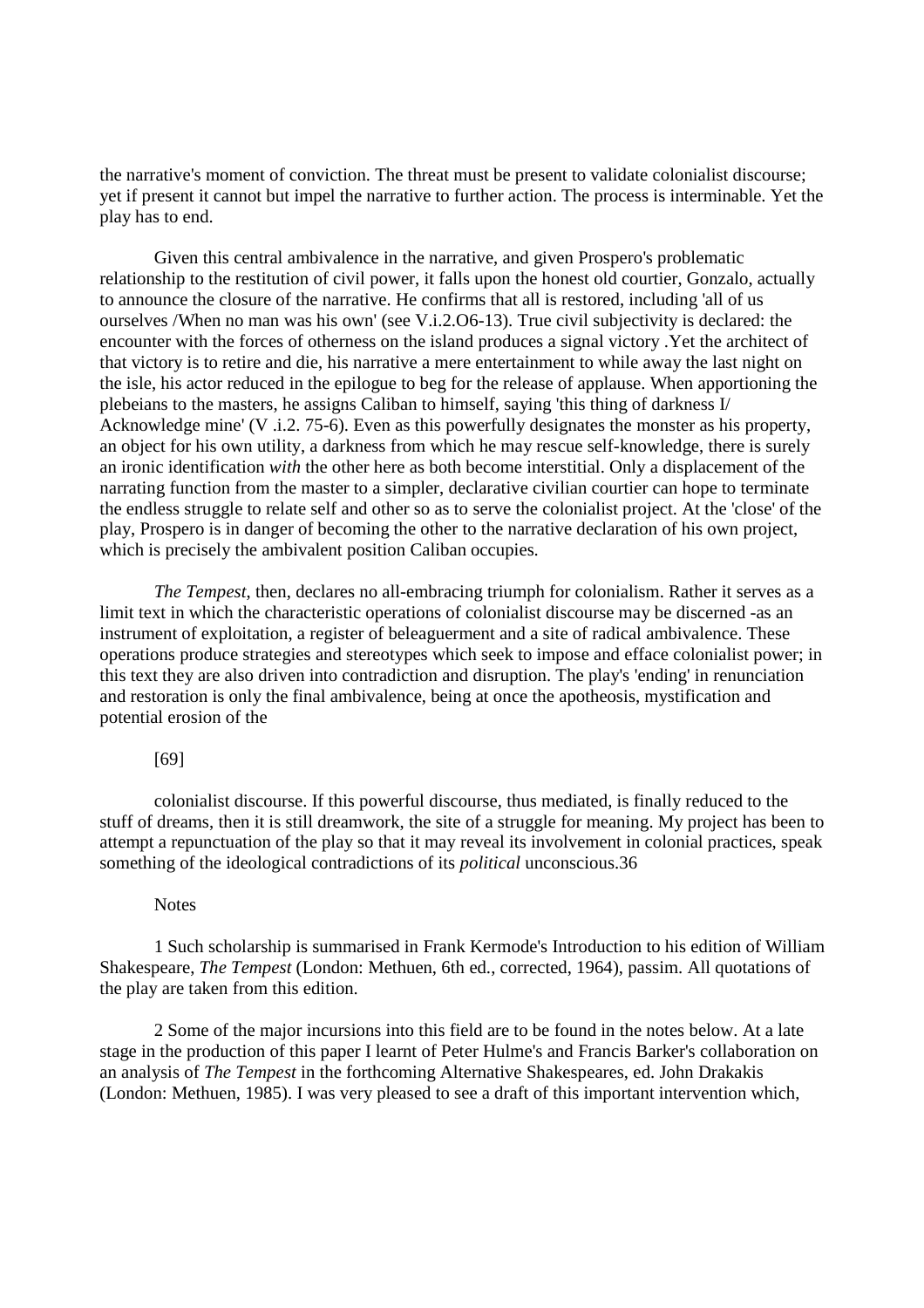the narrative's moment of conviction. The threat must be present to validate colonialist discourse; yet if present it cannot but impel the narrative to further action. The process is interminable. Yet the play has to end.

Given this central ambivalence in the narrative, and given Prospero's problematic relationship to the restitution of civil power, it falls upon the honest old courtier, Gonzalo, actually to announce the closure of the narrative. He confirms that all is restored, including 'all of us ourselves /When no man was his own' (see V.i.2.O6-13). True civil subjectivity is declared: the encounter with the forces of otherness on the island produces a signal victory .Yet the architect of that victory is to retire and die, his narrative a mere entertainment to while away the last night on the isle, his actor reduced in the epilogue to beg for the release of applause. When apportioning the plebeians to the masters, he assigns Caliban to himself, saying 'this thing of darkness I/ Acknowledge mine' (V .i.2. 75-6). Even as this powerfully designates the monster as his property, an object for his own utility, a darkness from which he may rescue self-knowledge, there is surely an ironic identification *with* the other here as both become interstitial. Only a displacement of the narrating function from the master to a simpler, declarative civilian courtier can hope to terminate the endless struggle to relate self and other so as to serve the colonialist project. At the 'close' of the play, Prospero is in danger of becoming the other to the narrative declaration of his own project, which is precisely the ambivalent position Caliban occupies.

*The Tempest*, then, declares no all-embracing triumph for colonialism. Rather it serves as a limit text in which the characteristic operations of colonialist discourse may be discerned -as an instrument of exploitation, a register of beleaguerment and a site of radical ambivalence. These operations produce strategies and stereotypes which seek to impose and efface colonialist power; in this text they are also driven into contradiction and disruption. The play's 'ending' in renunciation and restoration is only the final ambivalence, being at once the apotheosis, mystification and potential erosion of the

[69]

colonialist discourse. If this powerful discourse, thus mediated, is finally reduced to the stuff of dreams, then it is still dreamwork, the site of a struggle for meaning. My project has been to attempt a repunctuation of the play so that it may reveal its involvement in colonial practices, speak something of the ideological contradictions of its *political* unconscious.36

Notes

1 Such scholarship is summarised in Frank Kermode's Introduction to his edition of William Shakespeare, *The Tempest* (London: Methuen, 6th ed., corrected, 1964), passim. All quotations of the play are taken from this edition.

2 Some of the major incursions into this field are to be found in the notes below. At a late stage in the production of this paper I learnt of Peter Hulme's and Francis Barker's collaboration on an analysis of *The Tempest* in the forthcoming Alternative Shakespeares, ed. John Drakakis (London: Methuen, 1985). I was very pleased to see a draft of this important intervention which,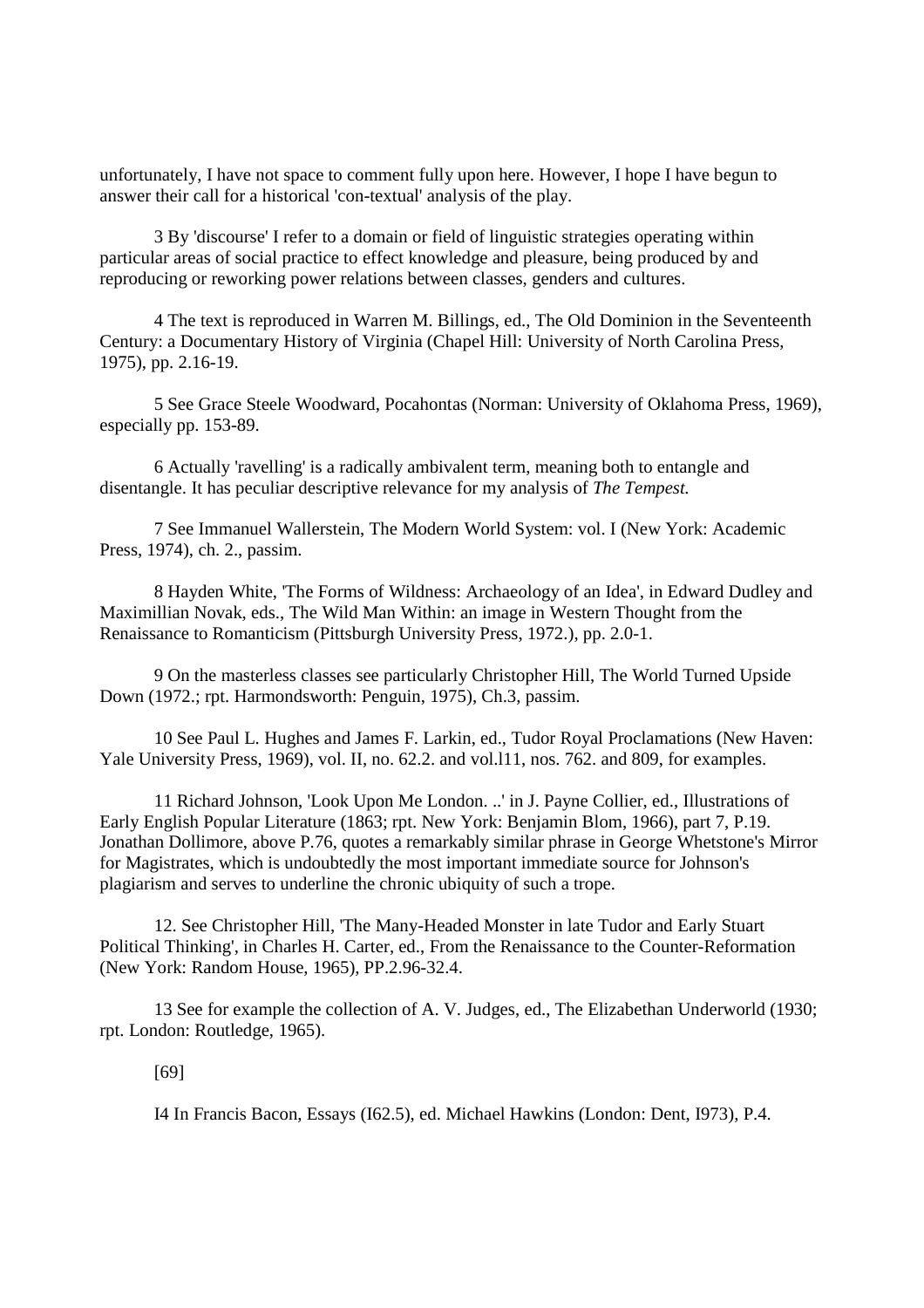unfortunately, I have not space to comment fully upon here. However, I hope I have begun to answer their call for a historical 'con-textual' analysis of the play.

3 By 'discourse' I refer to a domain or field of linguistic strategies operating within particular areas of social practice to effect knowledge and pleasure, being produced by and reproducing or reworking power relations between classes, genders and cultures.

4 The text is reproduced in Warren M. Billings, ed., The Old Dominion in the Seventeenth Century: a Documentary History of Virginia (Chapel Hill: University of North Carolina Press, 1975), pp. 2.16-19.

5 See Grace Steele Woodward, Pocahontas (Norman: University of Oklahoma Press, 1969), especially pp. 153-89.

6 Actually 'ravelling' is a radically ambivalent term, meaning both to entangle and disentangle. It has peculiar descriptive relevance for my analysis of *The Tempest.*

7 See Immanuel Wallerstein, The Modern World System: vol. I (New York: Academic Press, 1974), ch. 2., passim.

8 Hayden White, 'The Forms of Wildness: Archaeology of an Idea', in Edward Dudley and Maximillian Novak, eds., The Wild Man Within: an image in Western Thought from the Renaissance to Romanticism (Pittsburgh University Press, 1972.), pp. 2.0-1.

9 On the masterless classes see particularly Christopher Hill, The World Turned Upside Down (1972.; rpt. Harmondsworth: Penguin, 1975), Ch.3, passim.

10 See Paul L. Hughes and James F. Larkin, ed., Tudor Royal Proclamations (New Haven: Yale University Press, 1969), vol. II, no. 62.2. and vol.l11, nos. 762. and 809, for examples.

11 Richard Johnson, 'Look Upon Me London. ..' in J. Payne Collier, ed., Illustrations of Early English Popular Literature (1863; rpt. New York: Benjamin Blom, 1966), part 7, P.19. Jonathan Dollimore, above P.76, quotes a remarkably similar phrase in George Whetstone's Mirror for Magistrates, which is undoubtedly the most important immediate source for Johnson's plagiarism and serves to underline the chronic ubiquity of such a trope.

12. See Christopher Hill, 'The Many-Headed Monster in late Tudor and Early Stuart Political Thinking', in Charles H. Carter, ed., From the Renaissance to the Counter-Reformation (New York: Random House, 1965), PP.2.96-32.4.

13 See for example the collection of A. V. Judges, ed., The Elizabethan Underworld (1930; rpt. London: Routledge, 1965).

[69]

I4 In Francis Bacon, Essays (I62.5), ed. Michael Hawkins (London: Dent, I973), P.4.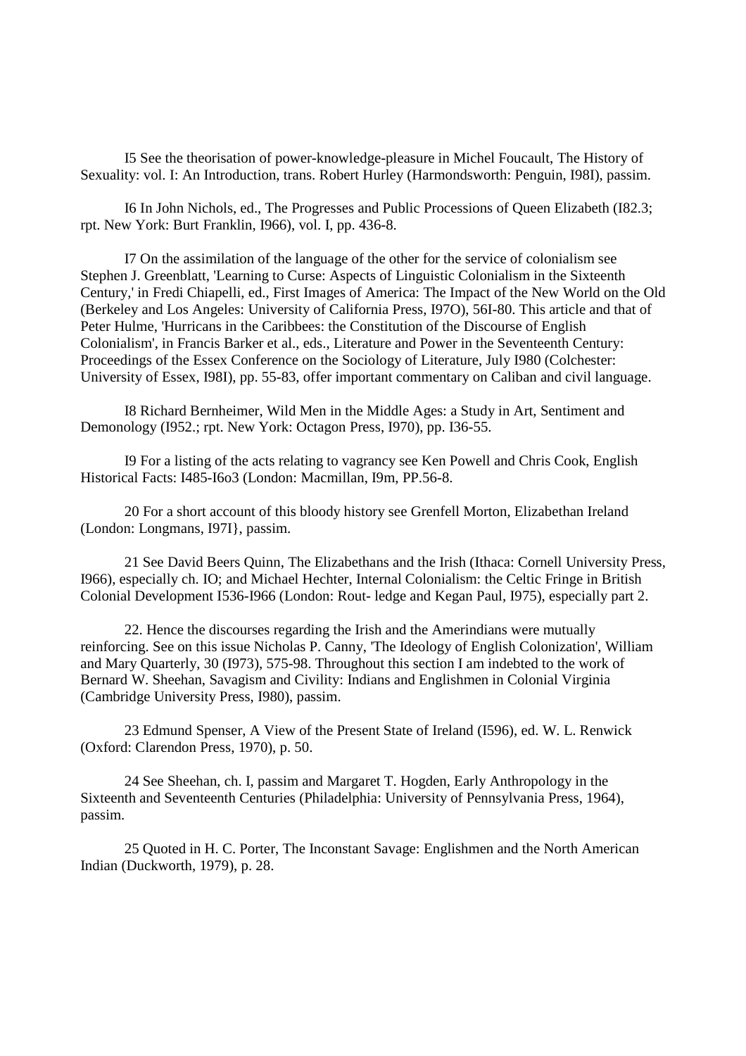I5 See the theorisation of power-knowledge-pleasure in Michel Foucault, The History of Sexuality: vol. I: An Introduction, trans. Robert Hurley (Harmondsworth: Penguin, I98I), passim.

I6 In John Nichols, ed., The Progresses and Public Processions of Queen Elizabeth (I82.3; rpt. New York: Burt Franklin, I966), vol. I, pp. 436-8.

I7 On the assimilation of the language of the other for the service of colonialism see Stephen J. Greenblatt, 'Learning to Curse: Aspects of Linguistic Colonialism in the Sixteenth Century,' in Fredi Chiapelli, ed., First Images of America: The Impact of the New World on the Old (Berkeley and Los Angeles: University of California Press, I97O), 56I-80. This article and that of Peter Hulme, 'Hurricans in the Caribbees: the Constitution of the Discourse of English Colonialism', in Francis Barker et al., eds., Literature and Power in the Seventeenth Century: Proceedings of the Essex Conference on the Sociology of Literature, July I980 (Colchester: University of Essex, I98I), pp. 55-83, offer important commentary on Caliban and civil language.

I8 Richard Bernheimer, Wild Men in the Middle Ages: a Study in Art, Sentiment and Demonology (I952.; rpt. New York: Octagon Press, I970), pp. I36-55.

I9 For a listing of the acts relating to vagrancy see Ken Powell and Chris Cook, English Historical Facts: I485-I6o3 (London: Macmillan, I9m, PP.56-8.

20 For a short account of this bloody history see Grenfell Morton, Elizabethan Ireland (London: Longmans, I97I}, passim.

21 See David Beers Quinn, The Elizabethans and the Irish (Ithaca: Cornell University Press, I966), especially ch. IO; and Michael Hechter, Internal Colonialism: the Celtic Fringe in British Colonial Development I536-I966 (London: Rout- ledge and Kegan Paul, I975), especially part 2.

22. Hence the discourses regarding the Irish and the Amerindians were mutually reinforcing. See on this issue Nicholas P. Canny, 'The Ideology of English Colonization', William and Mary Quarterly, 30 (I973), 575-98. Throughout this section I am indebted to the work of Bernard W. Sheehan, Savagism and Civility: Indians and Englishmen in Colonial Virginia (Cambridge University Press, I980), passim.

23 Edmund Spenser, A View of the Present State of Ireland (I596), ed. W. L. Renwick (Oxford: Clarendon Press, 1970), p. 50.

24 See Sheehan, ch. I, passim and Margaret T. Hogden, Early Anthropology in the Sixteenth and Seventeenth Centuries (Philadelphia: University of Pennsylvania Press, 1964), passim.

25 Quoted in H. C. Porter, The Inconstant Savage: Englishmen and the North American Indian (Duckworth, 1979), p. 28.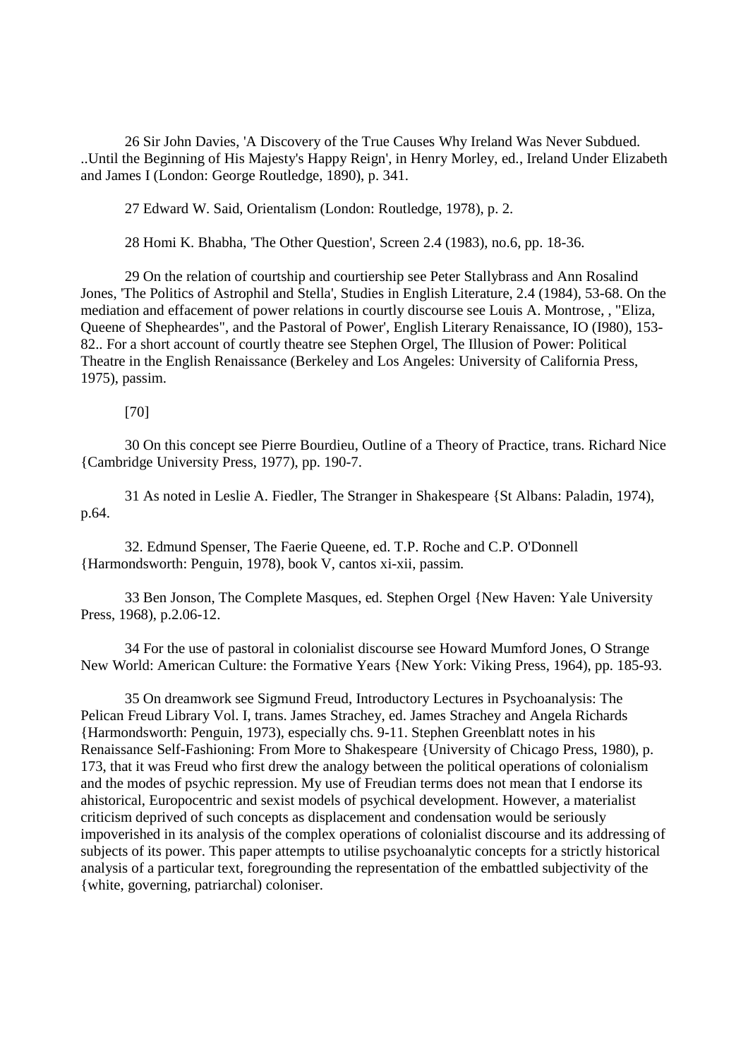26 Sir John Davies, 'A Discovery of the True Causes Why Ireland Was Never Subdued. ..Until the Beginning of His Majesty's Happy Reign', in Henry Morley, ed., Ireland Under Elizabeth and James I (London: George Routledge, 1890), p. 341.

27 Edward W. Said, Orientalism (London: Routledge, 1978), p. 2.

28 Homi K. Bhabha, 'The Other Question', Screen 2.4 (1983), no.6, pp. 18-36.

29 On the relation of courtship and courtiership see Peter Stallybrass and Ann Rosalind Jones, 'The Politics of Astrophil and Stella', Studies in English Literature, 2.4 (1984), 53-68. On the mediation and effacement of power relations in courtly discourse see Louis A. Montrose, , "Eliza, Queene of Shepheardes", and the Pastoral of Power', English Literary Renaissance, IO (I980), 153-82.. For a short account of courtly theatre see Stephen Orgel, The Illusion of Power: Political Theatre in the English Renaissance (Berkeley and Los Angeles: University of California Press, 1975), passim.

[70]

30 On this concept see Pierre Bourdieu, Outline of a Theory of Practice, trans. Richard Nice {Cambridge University Press, 1977), pp. 190-7.

31 As noted in Leslie A. Fiedler, The Stranger in Shakespeare {St Albans: Paladin, 1974), p.64.

32. Edmund Spenser, The Faerie Queene, ed. T.P. Roche and C.P. O'Donnell {Harmondsworth: Penguin, 1978), book V, cantos xi-xii, passim.

33 Ben Jonson, The Complete Masques, ed. Stephen Orgel {New Haven: Yale University Press, 1968), p.2.06-12.

34 For the use of pastoral in colonialist discourse see Howard Mumford Jones, O Strange New World: American Culture: the Formative Years {New York: Viking Press, 1964), pp. 185-93.

35 On dreamwork see Sigmund Freud, Introductory Lectures in Psychoanalysis: The Pelican Freud Library Vol. I, trans. James Strachey, ed. James Strachey and Angela Richards {Harmondsworth: Penguin, 1973), especially chs. 9-11. Stephen Greenblatt notes in his Renaissance Self-Fashioning: From More to Shakespeare {University of Chicago Press, 1980), p. 173, that it was Freud who first drew the analogy between the political operations of colonialism and the modes of psychic repression. My use of Freudian terms does not mean that I endorse its ahistorical, Europocentric and sexist models of psychical development. However, a materialist criticism deprived of such concepts as displacement and condensation would be seriously impoverished in its analysis of the complex operations of colonialist discourse and its addressing of subjects of its power. This paper attempts to utilise psychoanalytic concepts for a strictly historical analysis of a particular text, foregrounding the representation of the embattled subjectivity of the {white, governing, patriarchal) coloniser.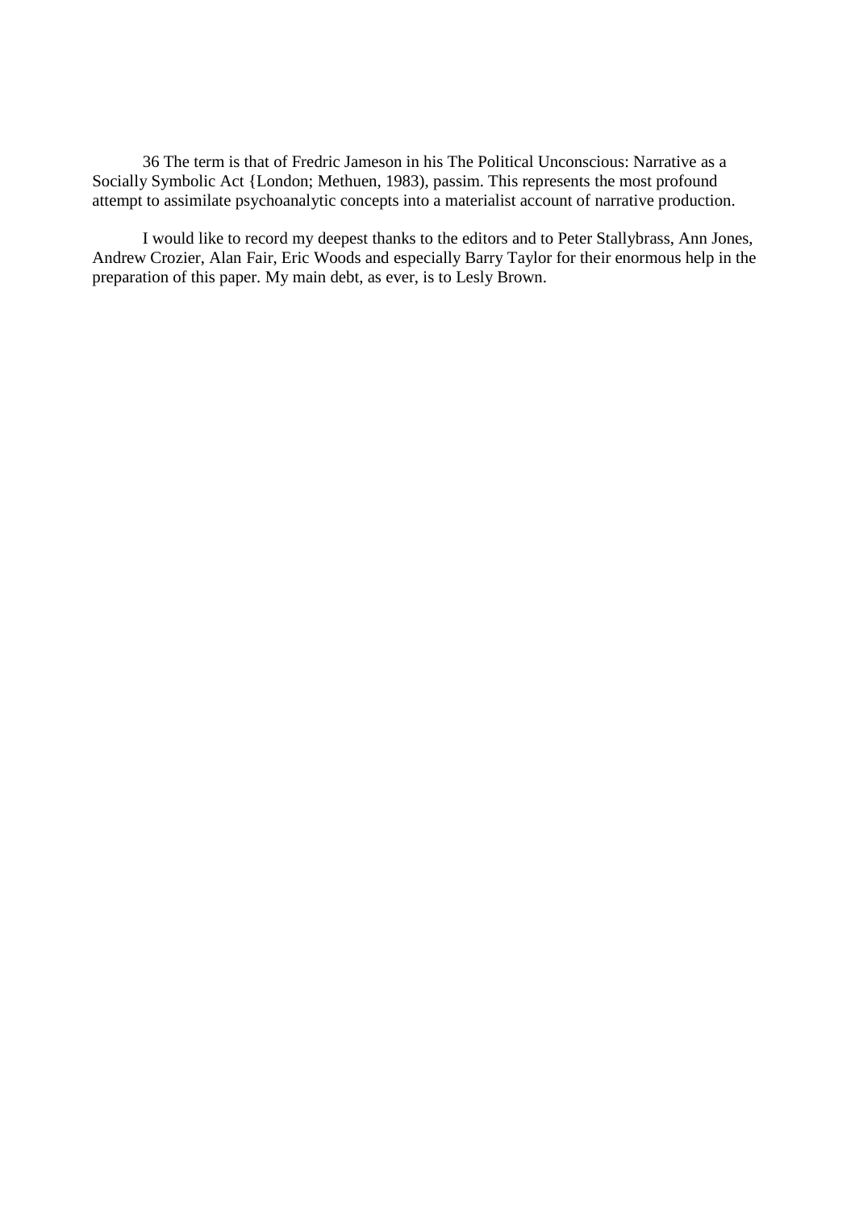36 The term is that of Fredric Jameson in his The Political Unconscious: Narrative as a Socially Symbolic Act {London; Methuen, 1983), passim. This represents the most profound attempt to assimilate psychoanalytic concepts into a materialist account of narrative production.

I would like to record my deepest thanks to the editors and to Peter Stallybrass, Ann Jones, Andrew Crozier, Alan Fair, Eric Woods and especially Barry Taylor for their enormous help in the preparation of this paper. My main debt, as ever, is to Lesly Brown.